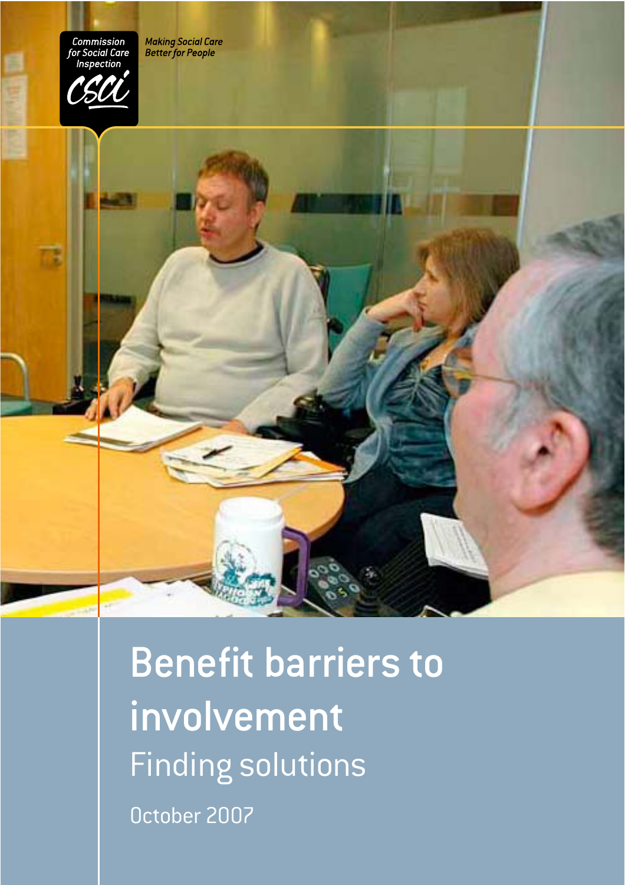Commission for Social Care Inspection

CSCI

*Making Social Care Better for People*

# Benefit barriers to involvement

## Finding solutions

October 2007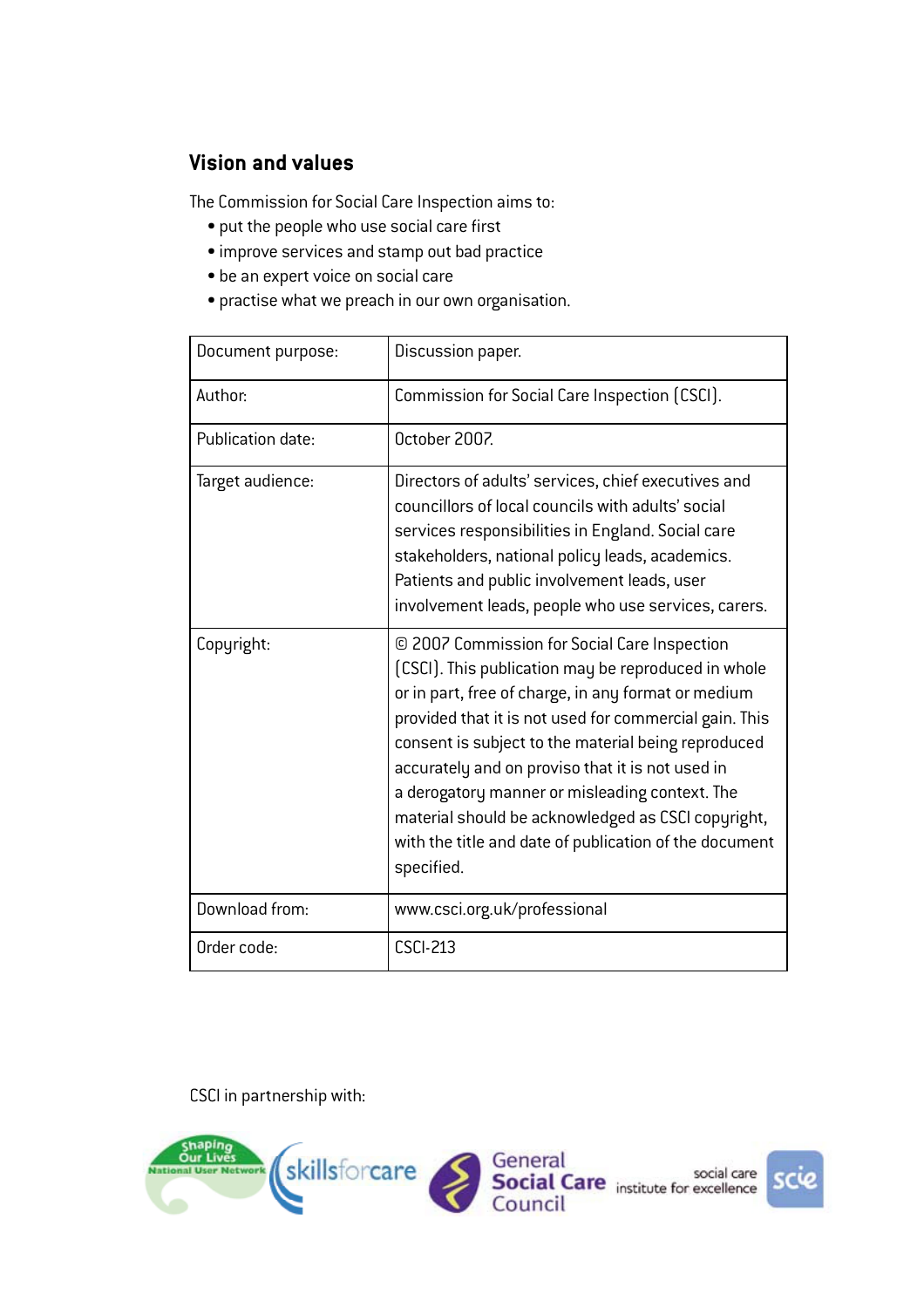## Vision and values

The Commission for Social Care Inspection aims to:

- put the people who use social care first
- improve services and stamp out bad practice
- be an expert voice on social care
- practise what we preach in our own organisation.

| | |
|---|---|
| Document purpose: | Discussion paper. |
| Author: | Commission for Social Care Inspection (CSCI). |
| Publication date: | October 2007. |
| Target audience: | Directors of adults' services, chief executives and councillors of local councils with adults' social services responsibilities in England. Social care stakeholders, national policy leads, academics. Patients and public involvement leads, user involvement leads, people who use services, carers. |
| Copyright: | © 2007 Commission for Social Care Inspection (CSCI). This publication may be reproduced in whole or in part, free of charge, in any format or medium provided that it is not used for commercial gain. This consent is subject to the material being reproduced accurately and on proviso that it is not used in a derogatory manner or misleading context. The material should be acknowledged as CSCI copyright, with the title and date of publication of the document specified. |
| Download from: | www.csci.org.uk/professional |
| Order code: | CSCI-213 |

CSCI in partnership with:

Shaping Our Lives National User Network · skillsforcare · General Social Care Council · social care institute for excellence (scie)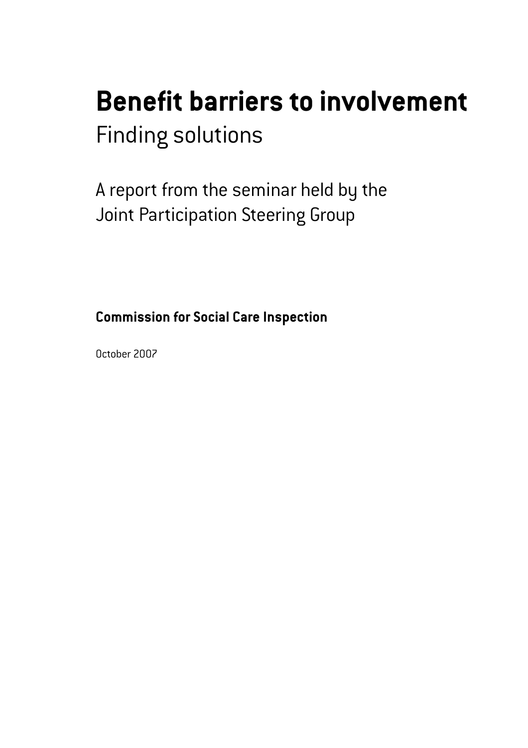# Benefit barriers to involvement

## Finding solutions

A report from the seminar held by the Joint Participation Steering Group

**Commission for Social Care Inspection**

October 2007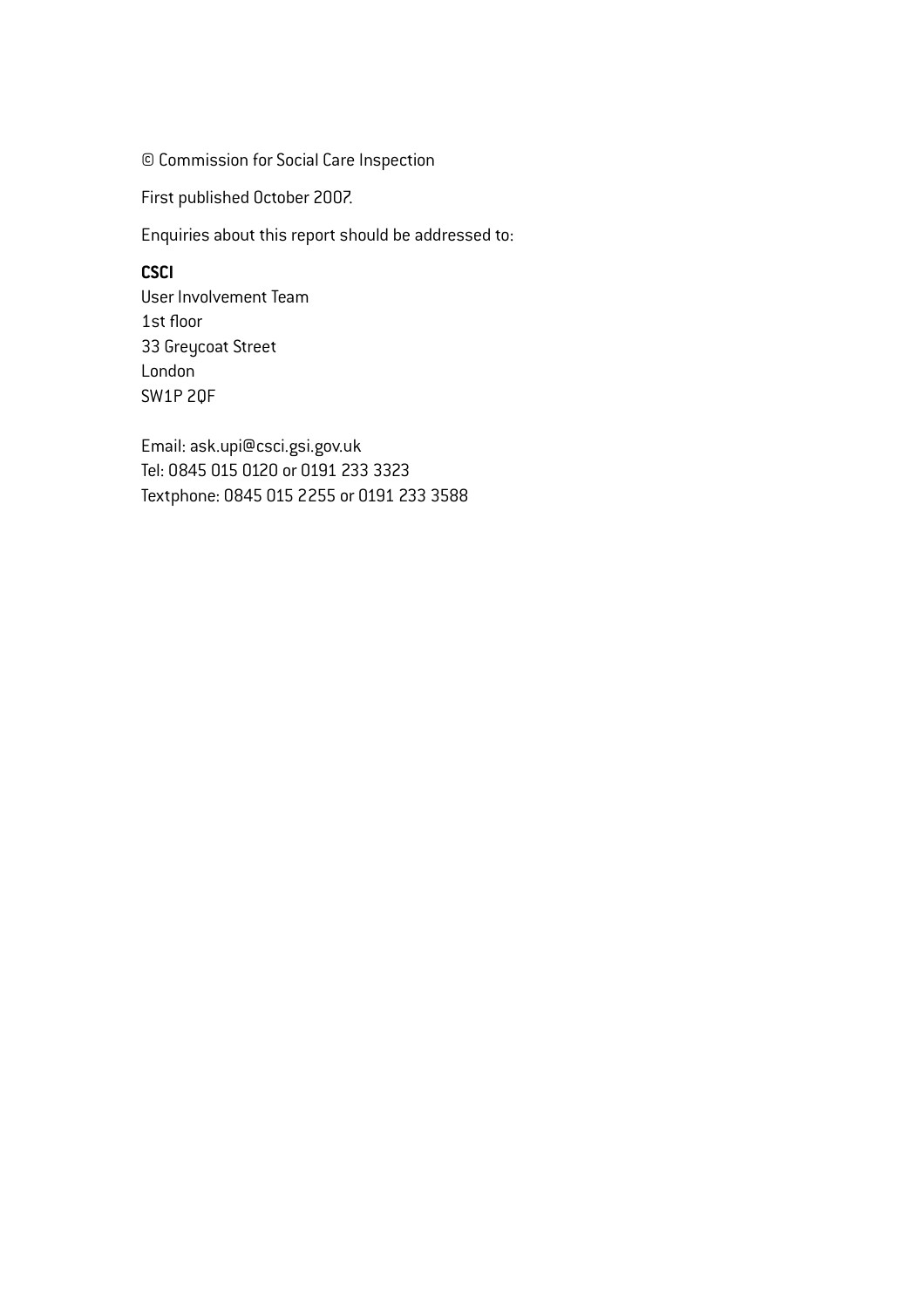© Commission for Social Care Inspection

First published October 2007.

Enquiries about this report should be addressed to:

**CSCI**
User Involvement Team
1st floor
33 Greycoat Street
London
SW1P 2QF

Email: ask.upi@csci.gsi.gov.uk
Tel: 0845 015 0120 or 0191 233 3323
Textphone: 0845 015 2255 or 0191 233 3588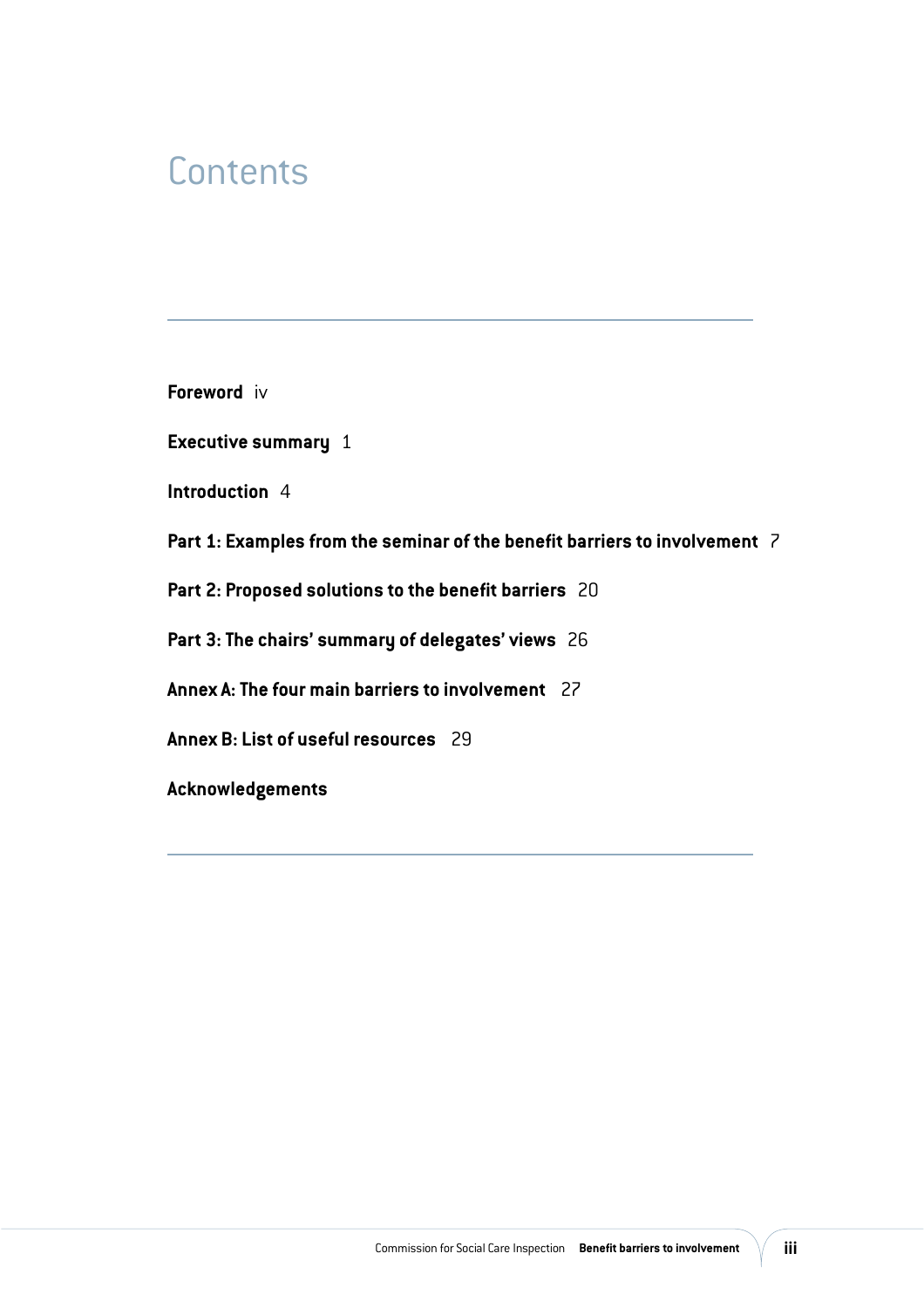# Contents

**Foreword** iv

**Executive summary** 1

**Introduction** 4

**Part 1: Examples from the seminar of the benefit barriers to involvement** 7

**Part 2: Proposed solutions to the benefit barriers** 20

**Part 3: The chairs' summary of delegates' views** 26

**Annex A: The four main barriers to involvement** 27

**Annex B: List of useful resources** 29

**Acknowledgements**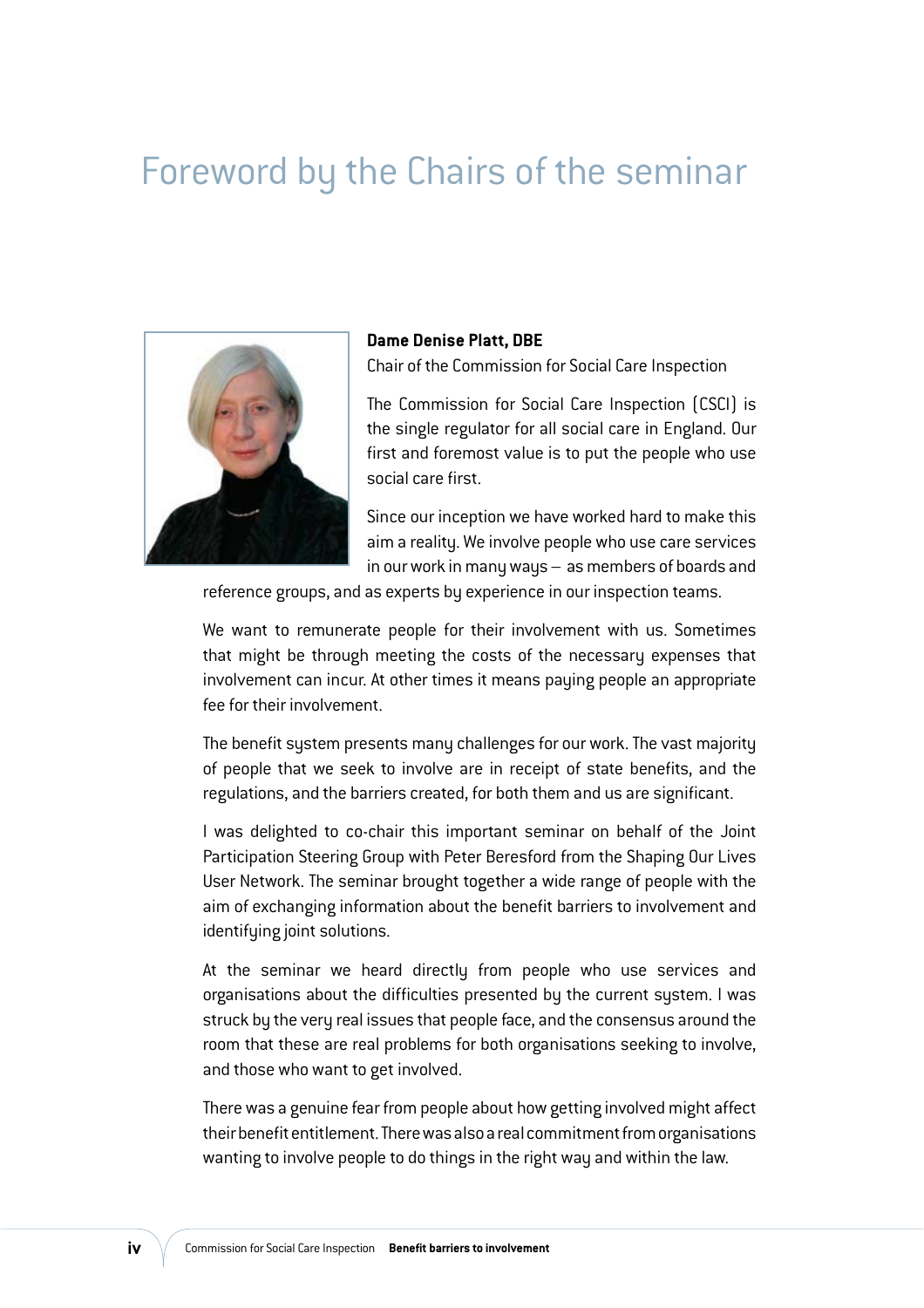# Foreword by the Chairs of the seminar

**Dame Denise Platt, DBE**

Chair of the Commission for Social Care Inspection

The Commission for Social Care Inspection (CSCI) is the single regulator for all social care in England. Our first and foremost value is to put the people who use social care first.

Since our inception we have worked hard to make this aim a reality. We involve people who use care services in our work in many ways – as members of boards and reference groups, and as experts by experience in our inspection teams.

We want to remunerate people for their involvement with us. Sometimes that might be through meeting the costs of the necessary expenses that involvement can incur. At other times it means paying people an appropriate fee for their involvement.

The benefit system presents many challenges for our work. The vast majority of people that we seek to involve are in receipt of state benefits, and the regulations, and the barriers created, for both them and us are significant.

I was delighted to co-chair this important seminar on behalf of the Joint Participation Steering Group with Peter Beresford from the Shaping Our Lives User Network. The seminar brought together a wide range of people with the aim of exchanging information about the benefit barriers to involvement and identifying joint solutions.

At the seminar we heard directly from people who use services and organisations about the difficulties presented by the current system. I was struck by the very real issues that people face, and the consensus around the room that these are real problems for both organisations seeking to involve, and those who want to get involved.

There was a genuine fear from people about how getting involved might affect their benefit entitlement. There was also a real commitment from organisations wanting to involve people to do things in the right way and within the law.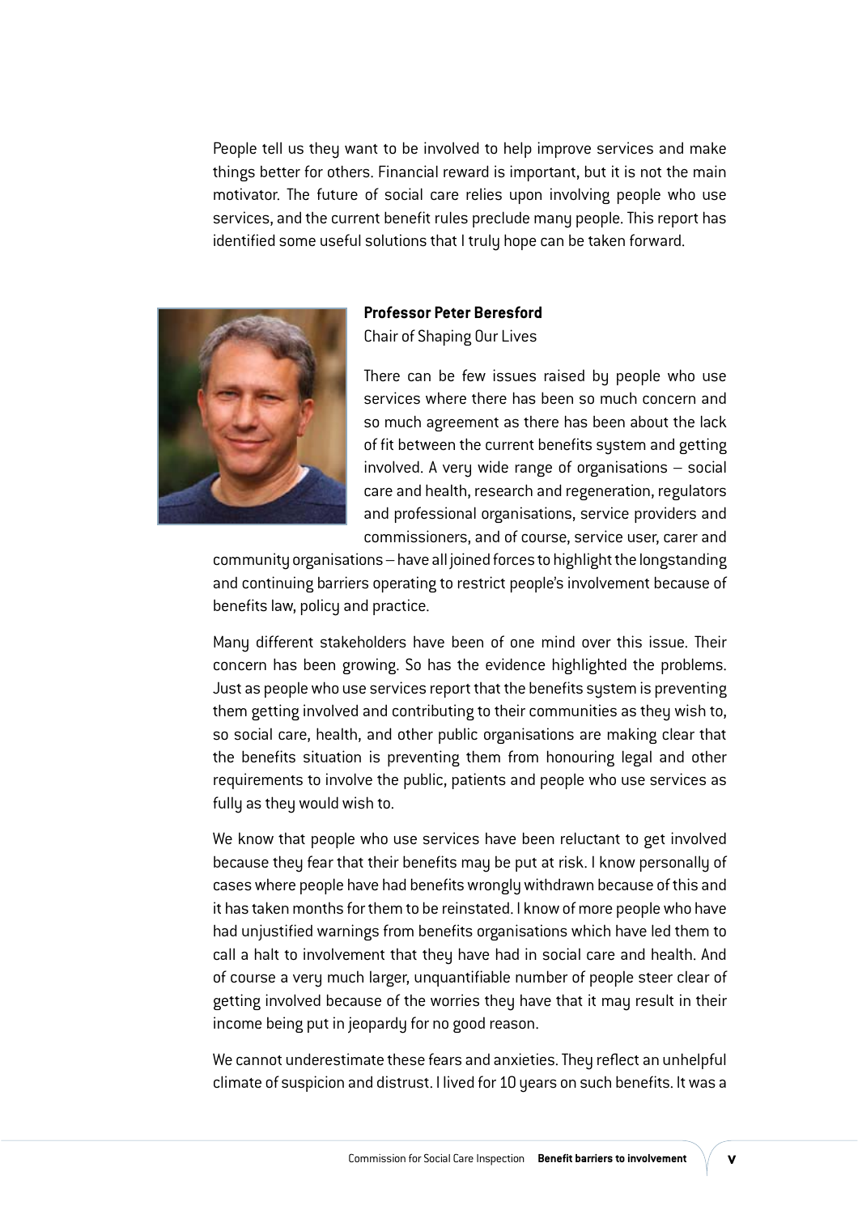People tell us they want to be involved to help improve services and make things better for others. Financial reward is important, but it is not the main motivator. The future of social care relies upon involving people who use services, and the current benefit rules preclude many people. This report has identified some useful solutions that I truly hope can be taken forward.

**Professor Peter Beresford**
Chair of Shaping Our Lives

There can be few issues raised by people who use services where there has been so much concern and so much agreement as there has been about the lack of fit between the current benefits system and getting involved. A very wide range of organisations – social care and health, research and regeneration, regulators and professional organisations, service providers and commissioners, and of course, service user, carer and community organisations – have all joined forces to highlight the longstanding and continuing barriers operating to restrict people's involvement because of benefits law, policy and practice.

Many different stakeholders have been of one mind over this issue. Their concern has been growing. So has the evidence highlighted the problems. Just as people who use services report that the benefits system is preventing them getting involved and contributing to their communities as they wish to, so social care, health, and other public organisations are making clear that the benefits situation is preventing them from honouring legal and other requirements to involve the public, patients and people who use services as fully as they would wish to.

We know that people who use services have been reluctant to get involved because they fear that their benefits may be put at risk. I know personally of cases where people have had benefits wrongly withdrawn because of this and it has taken months for them to be reinstated. I know of more people who have had unjustified warnings from benefits organisations which have led them to call a halt to involvement that they have had in social care and health. And of course a very much larger, unquantifiable number of people steer clear of getting involved because of the worries they have that it may result in their income being put in jeopardy for no good reason.

We cannot underestimate these fears and anxieties. They reflect an unhelpful climate of suspicion and distrust. I lived for 10 years on such benefits. It was a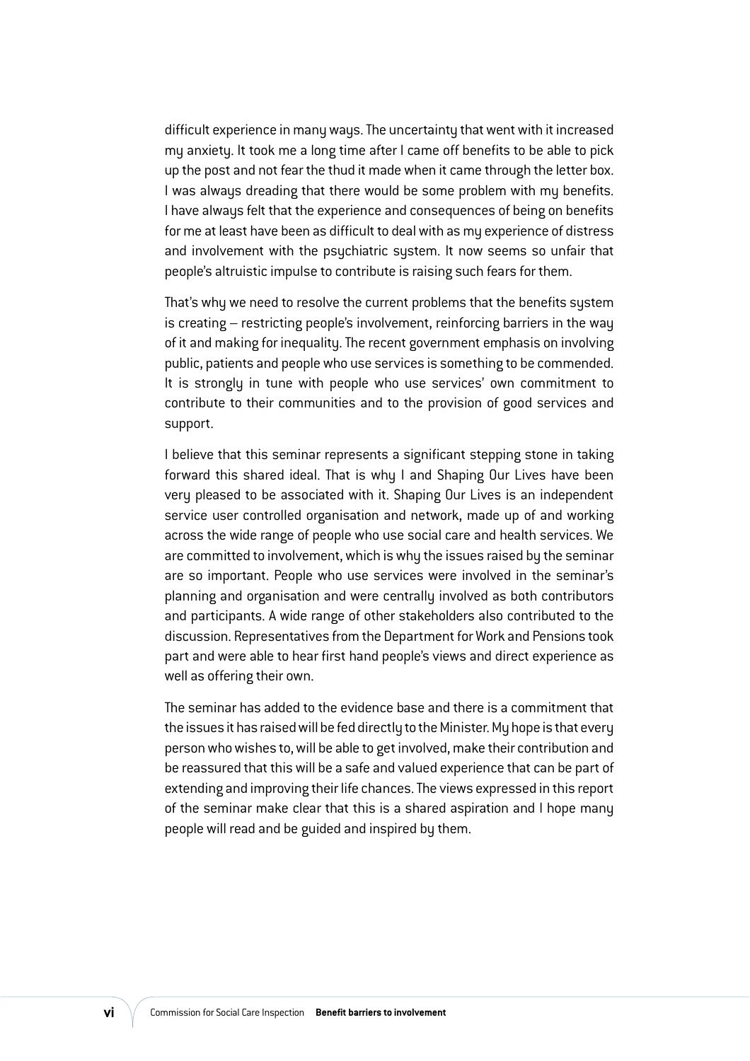difficult experience in many ways. The uncertainty that went with it increased my anxiety. It took me a long time after I came off benefits to be able to pick up the post and not fear the thud it made when it came through the letter box. I was always dreading that there would be some problem with my benefits. I have always felt that the experience and consequences of being on benefits for me at least have been as difficult to deal with as my experience of distress and involvement with the psychiatric system. It now seems so unfair that people's altruistic impulse to contribute is raising such fears for them.

That's why we need to resolve the current problems that the benefits system is creating – restricting people's involvement, reinforcing barriers in the way of it and making for inequality. The recent government emphasis on involving public, patients and people who use services is something to be commended. It is strongly in tune with people who use services' own commitment to contribute to their communities and to the provision of good services and support.

I believe that this seminar represents a significant stepping stone in taking forward this shared ideal. That is why I and Shaping Our Lives have been very pleased to be associated with it. Shaping Our Lives is an independent service user controlled organisation and network, made up of and working across the wide range of people who use social care and health services. We are committed to involvement, which is why the issues raised by the seminar are so important. People who use services were involved in the seminar's planning and organisation and were centrally involved as both contributors and participants. A wide range of other stakeholders also contributed to the discussion. Representatives from the Department for Work and Pensions took part and were able to hear first hand people's views and direct experience as well as offering their own.

The seminar has added to the evidence base and there is a commitment that the issues it has raised will be fed directly to the Minister. My hope is that every person who wishes to, will be able to get involved, make their contribution and be reassured that this will be a safe and valued experience that can be part of extending and improving their life chances. The views expressed in this report of the seminar make clear that this is a shared aspiration and I hope many people will read and be guided and inspired by them.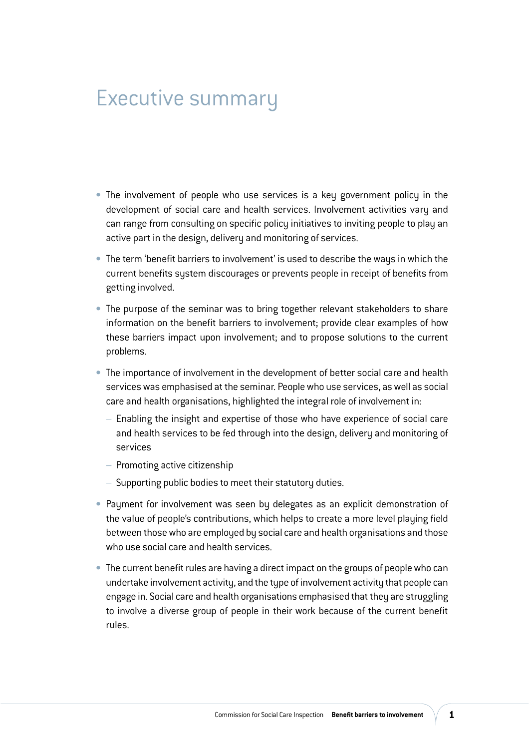# Executive summary

- The involvement of people who use services is a key government policy in the development of social care and health services. Involvement activities vary and can range from consulting on specific policy initiatives to inviting people to play an active part in the design, delivery and monitoring of services.
- The term 'benefit barriers to involvement' is used to describe the ways in which the current benefits system discourages or prevents people in receipt of benefits from getting involved.
- The purpose of the seminar was to bring together relevant stakeholders to share information on the benefit barriers to involvement; provide clear examples of how these barriers impact upon involvement; and to propose solutions to the current problems.
- The importance of involvement in the development of better social care and health services was emphasised at the seminar. People who use services, as well as social care and health organisations, highlighted the integral role of involvement in:
  - Enabling the insight and expertise of those who have experience of social care and health services to be fed through into the design, delivery and monitoring of services
  - Promoting active citizenship
  - Supporting public bodies to meet their statutory duties.
- Payment for involvement was seen by delegates as an explicit demonstration of the value of people's contributions, which helps to create a more level playing field between those who are employed by social care and health organisations and those who use social care and health services.
- The current benefit rules are having a direct impact on the groups of people who can undertake involvement activity, and the type of involvement activity that people can engage in. Social care and health organisations emphasised that they are struggling to involve a diverse group of people in their work because of the current benefit rules.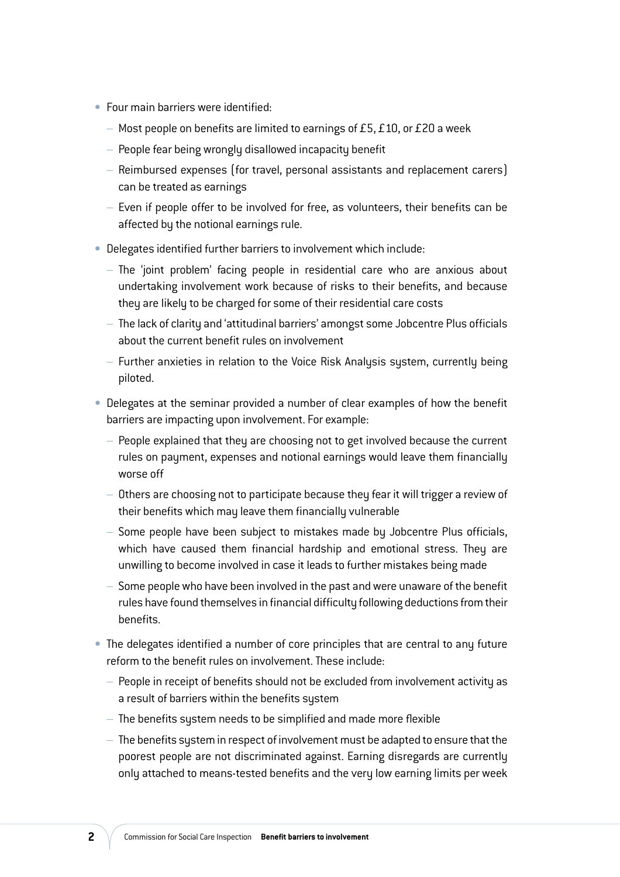- Four main barriers were identified:
  - Most people on benefits are limited to earnings of £5, £10, or £20 a week
  - People fear being wrongly disallowed incapacity benefit
  - Reimbursed expenses (for travel, personal assistants and replacement carers) can be treated as earnings
  - Even if people offer to be involved for free, as volunteers, their benefits can be affected by the notional earnings rule.
- Delegates identified further barriers to involvement which include:
  - The 'joint problem' facing people in residential care who are anxious about undertaking involvement work because of risks to their benefits, and because they are likely to be charged for some of their residential care costs
  - The lack of clarity and 'attitudinal barriers' amongst some Jobcentre Plus officials about the current benefit rules on involvement
  - Further anxieties in relation to the Voice Risk Analysis system, currently being piloted.
- Delegates at the seminar provided a number of clear examples of how the benefit barriers are impacting upon involvement. For example:
  - People explained that they are choosing not to get involved because the current rules on payment, expenses and notional earnings would leave them financially worse off
  - Others are choosing not to participate because they fear it will trigger a review of their benefits which may leave them financially vulnerable
  - Some people have been subject to mistakes made by Jobcentre Plus officials, which have caused them financial hardship and emotional stress. They are unwilling to become involved in case it leads to further mistakes being made
  - Some people who have been involved in the past and were unaware of the benefit rules have found themselves in financial difficulty following deductions from their benefits.
- The delegates identified a number of core principles that are central to any future reform to the benefit rules on involvement. These include:
  - People in receipt of benefits should not be excluded from involvement activity as a result of barriers within the benefits system
  - The benefits system needs to be simplified and made more flexible
  - The benefits system in respect of involvement must be adapted to ensure that the poorest people are not discriminated against. Earning disregards are currently only attached to means-tested benefits and the very low earning limits per week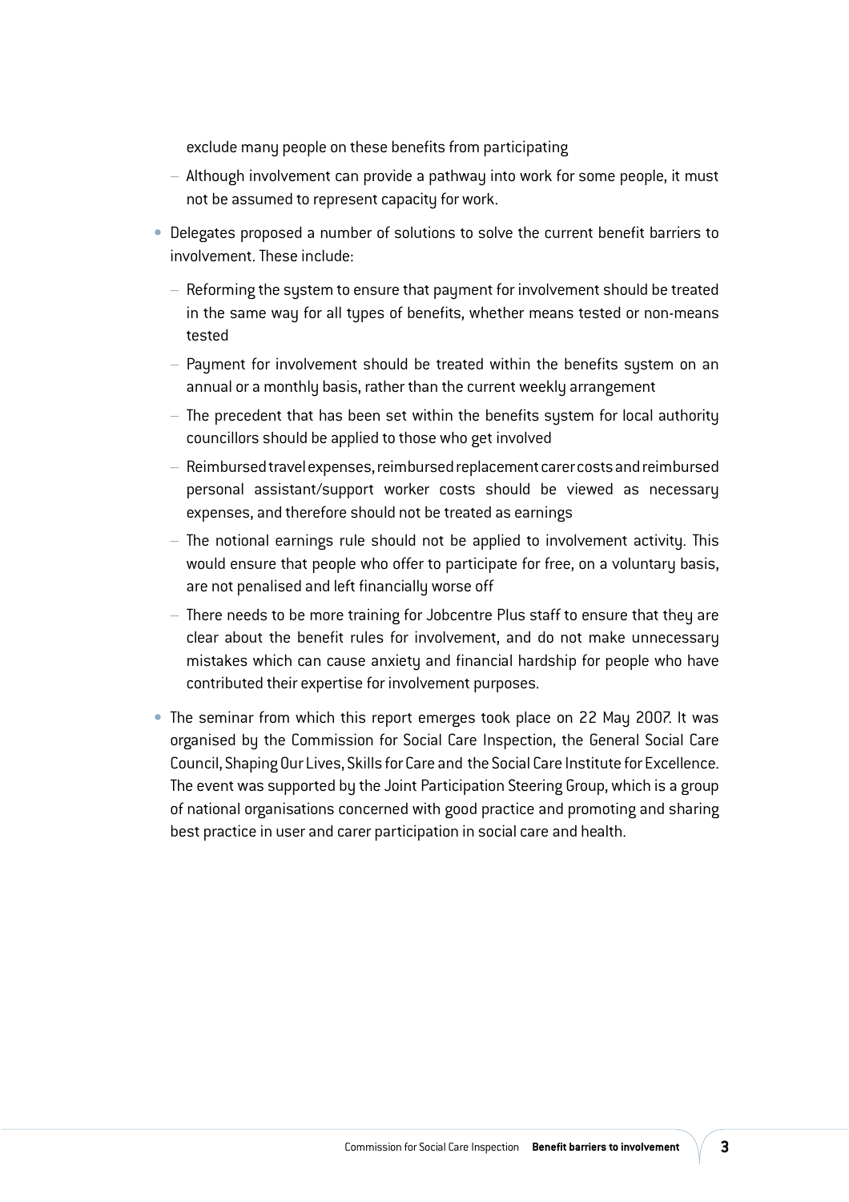exclude many people on these benefits from participating

  - Although involvement can provide a pathway into work for some people, it must not be assumed to represent capacity for work.

- Delegates proposed a number of solutions to solve the current benefit barriers to involvement. These include:

  - Reforming the system to ensure that payment for involvement should be treated in the same way for all types of benefits, whether means tested or non-means tested
  - Payment for involvement should be treated within the benefits system on an annual or a monthly basis, rather than the current weekly arrangement
  - The precedent that has been set within the benefits system for local authority councillors should be applied to those who get involved
  - Reimbursed travel expenses, reimbursed replacement carer costs and reimbursed personal assistant/support worker costs should be viewed as necessary expenses, and therefore should not be treated as earnings
  - The notional earnings rule should not be applied to involvement activity. This would ensure that people who offer to participate for free, on a voluntary basis, are not penalised and left financially worse off
  - There needs to be more training for Jobcentre Plus staff to ensure that they are clear about the benefit rules for involvement, and do not make unnecessary mistakes which can cause anxiety and financial hardship for people who have contributed their expertise for involvement purposes.

- The seminar from which this report emerges took place on 22 May 2007. It was organised by the Commission for Social Care Inspection, the General Social Care Council, Shaping Our Lives, Skills for Care and the Social Care Institute for Excellence. The event was supported by the Joint Participation Steering Group, which is a group of national organisations concerned with good practice and promoting and sharing best practice in user and carer participation in social care and health.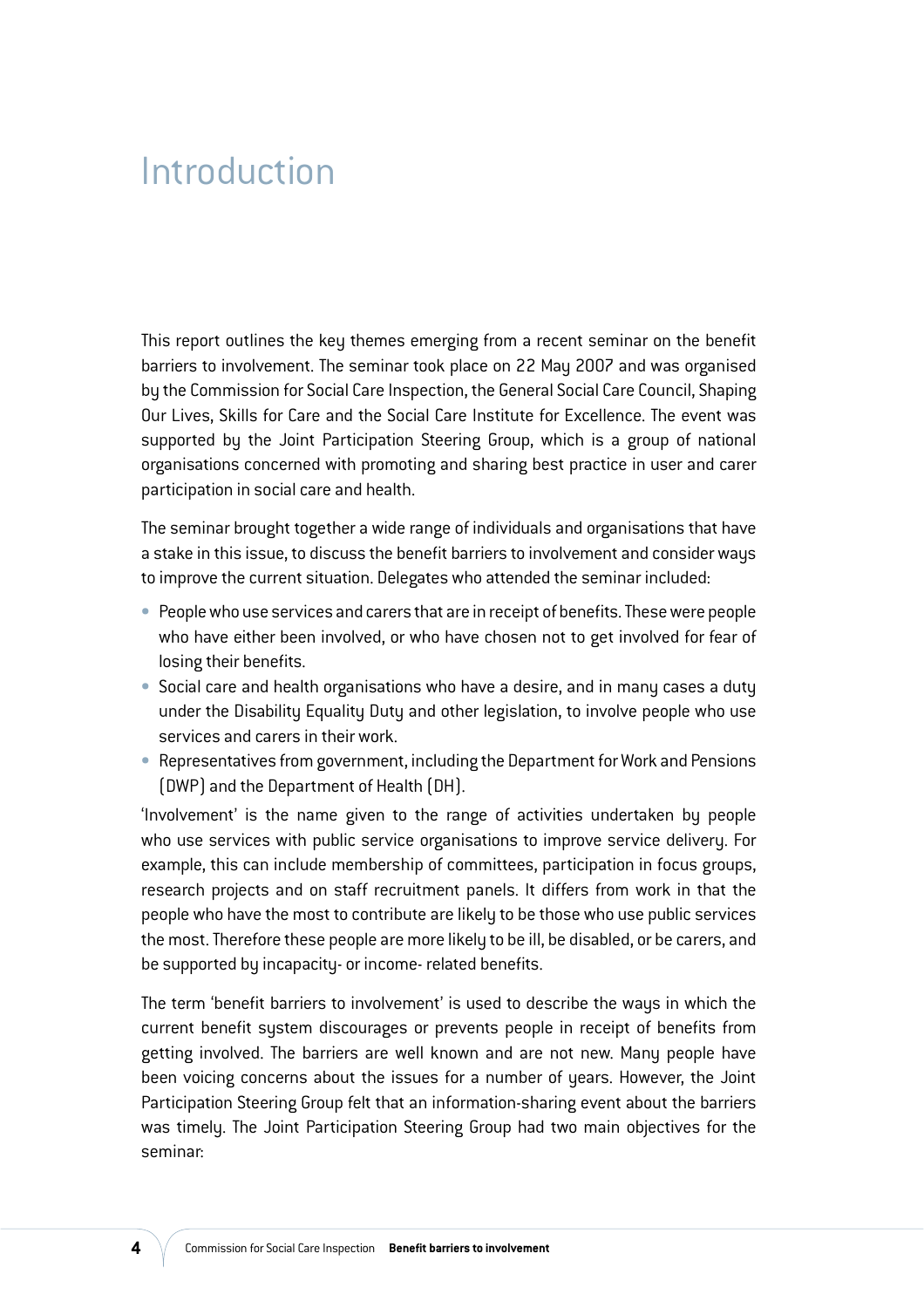# Introduction

This report outlines the key themes emerging from a recent seminar on the benefit barriers to involvement. The seminar took place on 22 May 2007 and was organised by the Commission for Social Care Inspection, the General Social Care Council, Shaping Our Lives, Skills for Care and the Social Care Institute for Excellence. The event was supported by the Joint Participation Steering Group, which is a group of national organisations concerned with promoting and sharing best practice in user and carer participation in social care and health.

The seminar brought together a wide range of individuals and organisations that have a stake in this issue, to discuss the benefit barriers to involvement and consider ways to improve the current situation. Delegates who attended the seminar included:

- People who use services and carers that are in receipt of benefits. These were people who have either been involved, or who have chosen not to get involved for fear of losing their benefits.
- Social care and health organisations who have a desire, and in many cases a duty under the Disability Equality Duty and other legislation, to involve people who use services and carers in their work.
- Representatives from government, including the Department for Work and Pensions (DWP) and the Department of Health (DH).

'Involvement' is the name given to the range of activities undertaken by people who use services with public service organisations to improve service delivery. For example, this can include membership of committees, participation in focus groups, research projects and on staff recruitment panels. It differs from work in that the people who have the most to contribute are likely to be those who use public services the most. Therefore these people are more likely to be ill, be disabled, or be carers, and be supported by incapacity- or income- related benefits.

The term 'benefit barriers to involvement' is used to describe the ways in which the current benefit system discourages or prevents people in receipt of benefits from getting involved. The barriers are well known and are not new. Many people have been voicing concerns about the issues for a number of years. However, the Joint Participation Steering Group felt that an information-sharing event about the barriers was timely. The Joint Participation Steering Group had two main objectives for the seminar: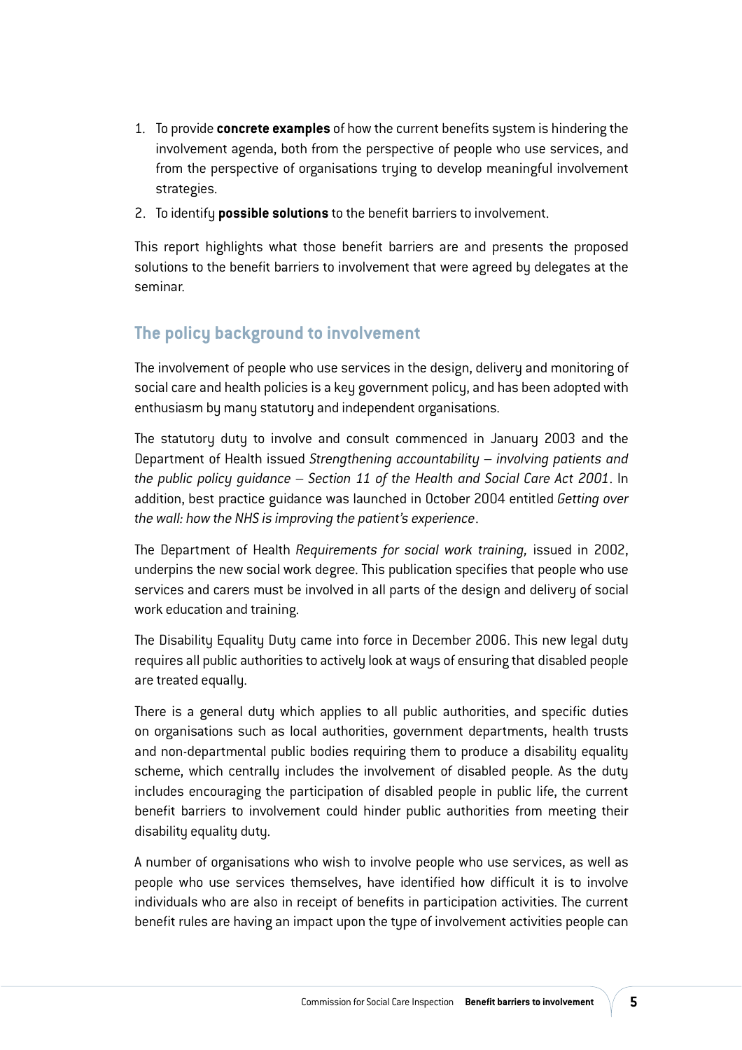1. To provide **concrete examples** of how the current benefits system is hindering the involvement agenda, both from the perspective of people who use services, and from the perspective of organisations trying to develop meaningful involvement strategies.
2. To identify **possible solutions** to the benefit barriers to involvement.

This report highlights what those benefit barriers are and presents the proposed solutions to the benefit barriers to involvement that were agreed by delegates at the seminar.

## The policy background to involvement

The involvement of people who use services in the design, delivery and monitoring of social care and health policies is a key government policy, and has been adopted with enthusiasm by many statutory and independent organisations.

The statutory duty to involve and consult commenced in January 2003 and the Department of Health issued *Strengthening accountability – involving patients and the public policy guidance – Section 11 of the Health and Social Care Act 2001*. In addition, best practice guidance was launched in October 2004 entitled *Getting over the wall: how the NHS is improving the patient's experience*.

The Department of Health *Requirements for social work training,* issued in 2002, underpins the new social work degree. This publication specifies that people who use services and carers must be involved in all parts of the design and delivery of social work education and training.

The Disability Equality Duty came into force in December 2006. This new legal duty requires all public authorities to actively look at ways of ensuring that disabled people are treated equally.

There is a general duty which applies to all public authorities, and specific duties on organisations such as local authorities, government departments, health trusts and non-departmental public bodies requiring them to produce a disability equality scheme, which centrally includes the involvement of disabled people. As the duty includes encouraging the participation of disabled people in public life, the current benefit barriers to involvement could hinder public authorities from meeting their disability equality duty.

A number of organisations who wish to involve people who use services, as well as people who use services themselves, have identified how difficult it is to involve individuals who are also in receipt of benefits in participation activities. The current benefit rules are having an impact upon the type of involvement activities people can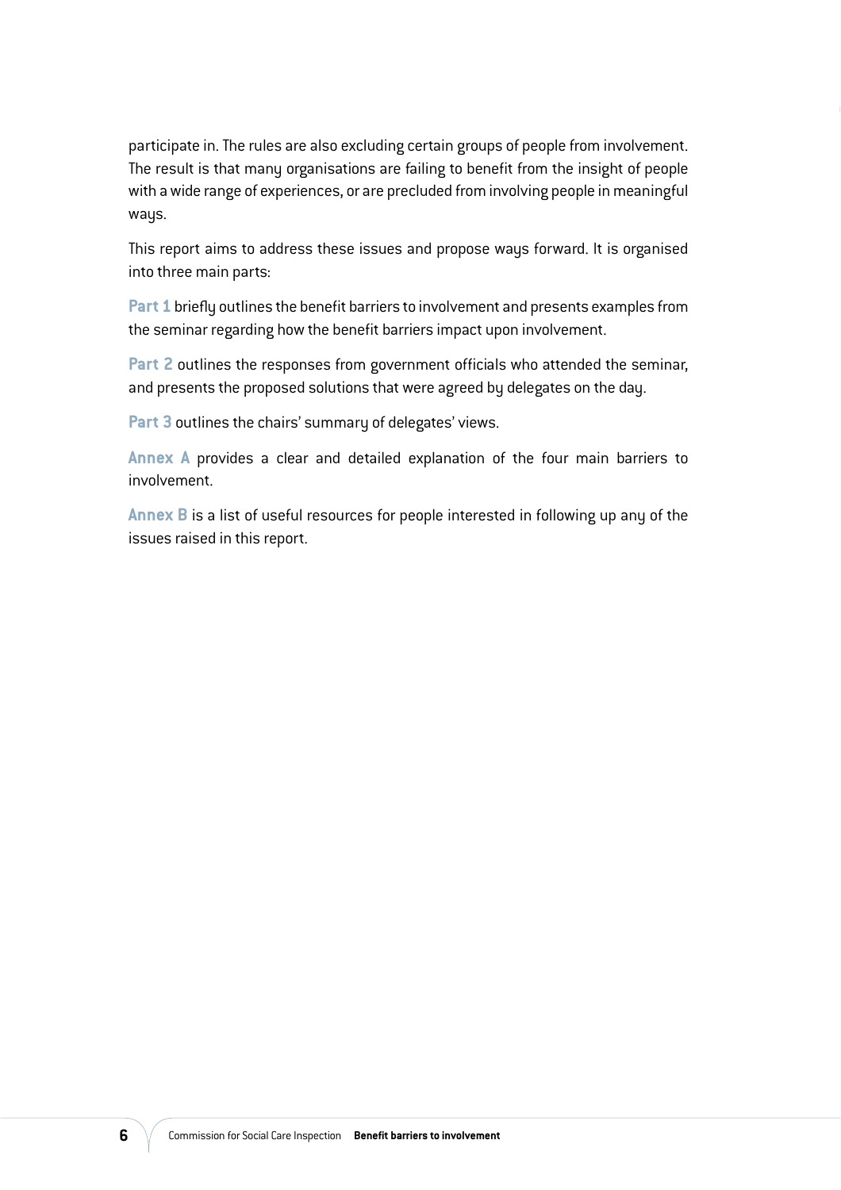participate in. The rules are also excluding certain groups of people from involvement. The result is that many organisations are failing to benefit from the insight of people with a wide range of experiences, or are precluded from involving people in meaningful ways.

This report aims to address these issues and propose ways forward. It is organised into three main parts:

**Part 1** briefly outlines the benefit barriers to involvement and presents examples from the seminar regarding how the benefit barriers impact upon involvement.

**Part 2** outlines the responses from government officials who attended the seminar, and presents the proposed solutions that were agreed by delegates on the day.

**Part 3** outlines the chairs' summary of delegates' views.

**Annex A** provides a clear and detailed explanation of the four main barriers to involvement.

**Annex B** is a list of useful resources for people interested in following up any of the issues raised in this report.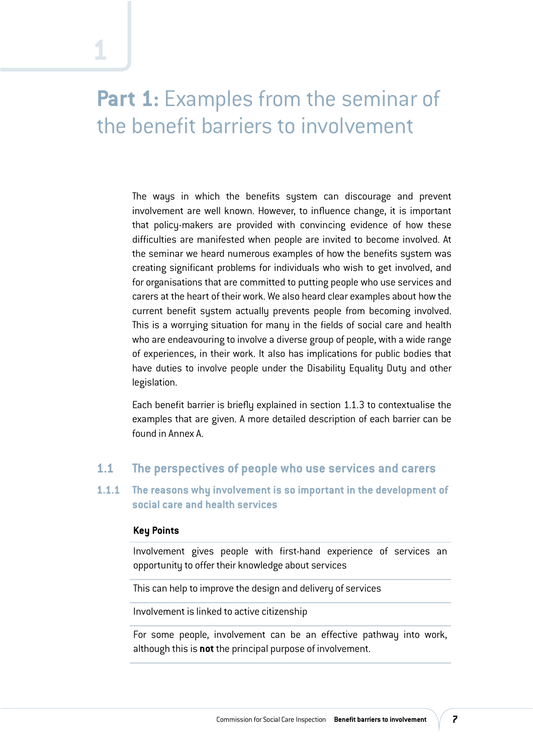# Part 1: Examples from the seminar of the benefit barriers to involvement

The ways in which the benefits system can discourage and prevent involvement are well known. However, to influence change, it is important that policy-makers are provided with convincing evidence of how these difficulties are manifested when people are invited to become involved. At the seminar we heard numerous examples of how the benefits system was creating significant problems for individuals who wish to get involved, and for organisations that are committed to putting people who use services and carers at the heart of their work. We also heard clear examples about how the current benefit system actually prevents people from becoming involved. This is a worrying situation for many in the fields of social care and health who are endeavouring to involve a diverse group of people, with a wide range of experiences, in their work. It also has implications for public bodies that have duties to involve people under the Disability Equality Duty and other legislation.

Each benefit barrier is briefly explained in section 1.1.3 to contextualise the examples that are given. A more detailed description of each barrier can be found in Annex A.

## 1.1 The perspectives of people who use services and carers

### 1.1.1 The reasons why involvement is so important in the development of social care and health services

| **Key Points** |
|---|
| Involvement gives people with first-hand experience of services an opportunity to offer their knowledge about services |
| This can help to improve the design and delivery of services |
| Involvement is linked to active citizenship |
| For some people, involvement can be an effective pathway into work, although this is **not** the principal purpose of involvement. |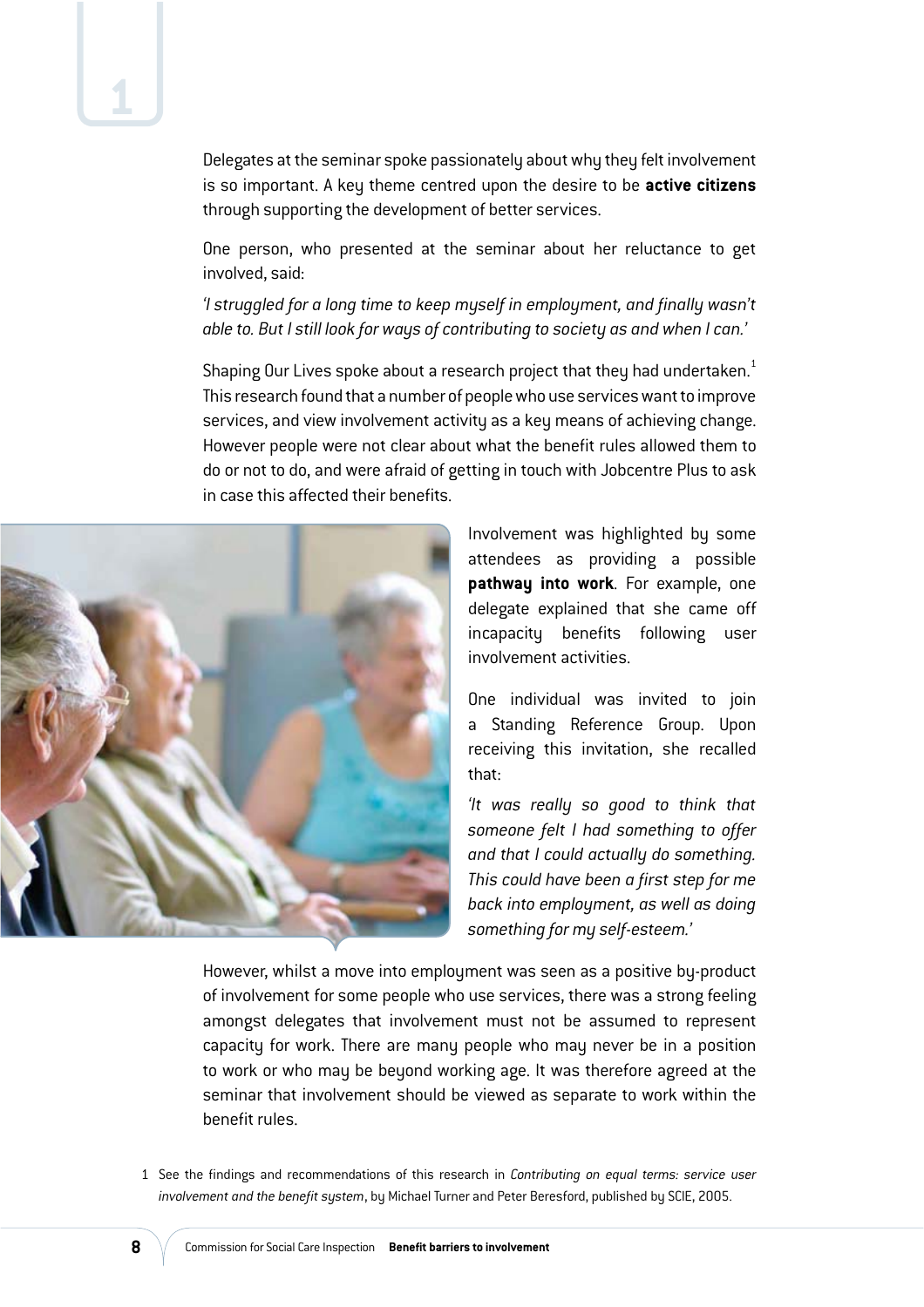Delegates at the seminar spoke passionately about why they felt involvement is so important. A key theme centred upon the desire to be **active citizens** through supporting the development of better services.

One person, who presented at the seminar about her reluctance to get involved, said:

*'I struggled for a long time to keep myself in employment, and finally wasn't able to. But I still look for ways of contributing to society as and when I can.'*

Shaping Our Lives spoke about a research project that they had undertaken.[1] This research found that a number of people who use services want to improve services, and view involvement activity as a key means of achieving change. However people were not clear about what the benefit rules allowed them to do or not to do, and were afraid of getting in touch with Jobcentre Plus to ask in case this affected their benefits.

Involvement was highlighted by some attendees as providing a possible **pathway into work**. For example, one delegate explained that she came off incapacity benefits following user involvement activities.

One individual was invited to join a Standing Reference Group. Upon receiving this invitation, she recalled that:

*'It was really so good to think that someone felt I had something to offer and that I could actually do something. This could have been a first step for me back into employment, as well as doing something for my self-esteem.'*

However, whilst a move into employment was seen as a positive by-product of involvement for some people who use services, there was a strong feeling amongst delegates that involvement must not be assumed to represent capacity for work. There are many people who may never be in a position to work or who may be beyond working age. It was therefore agreed at the seminar that involvement should be viewed as separate to work within the benefit rules.

1 See the findings and recommendations of this research in *Contributing on equal terms: service user involvement and the benefit system*, by Michael Turner and Peter Beresford, published by SCIE, 2005.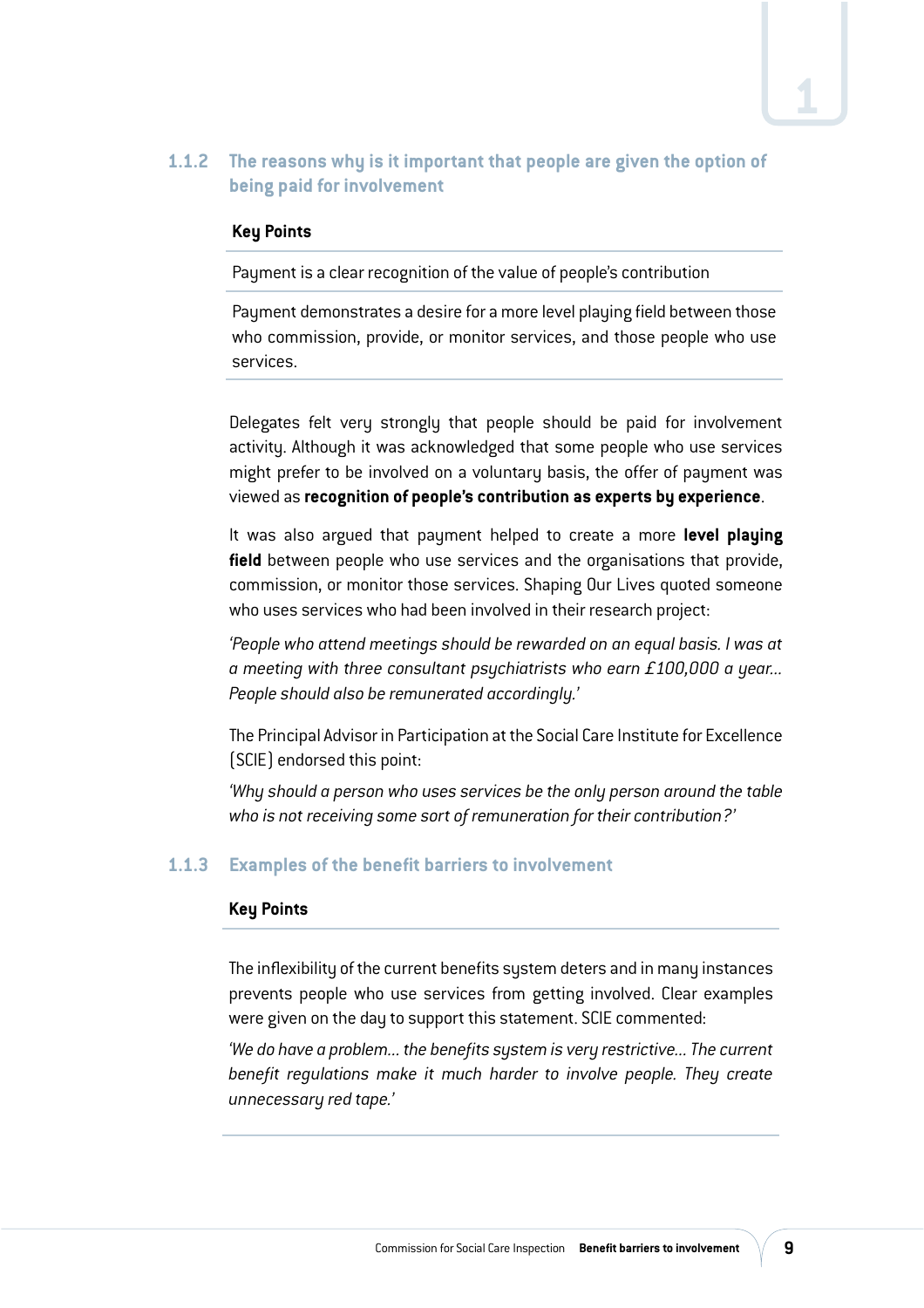### 1.1.2 The reasons why is it important that people are given the option of being paid for involvement

**Key Points**

Payment is a clear recognition of the value of people's contribution

Payment demonstrates a desire for a more level playing field between those who commission, provide, or monitor services, and those people who use services.

Delegates felt very strongly that people should be paid for involvement activity. Although it was acknowledged that some people who use services might prefer to be involved on a voluntary basis, the offer of payment was viewed as **recognition of people's contribution as experts by experience**.

It was also argued that payment helped to create a more **level playing field** between people who use services and the organisations that provide, commission, or monitor those services. Shaping Our Lives quoted someone who uses services who had been involved in their research project:

*'People who attend meetings should be rewarded on an equal basis. I was at a meeting with three consultant psychiatrists who earn £100,000 a year... People should also be remunerated accordingly.'*

The Principal Advisor in Participation at the Social Care Institute for Excellence (SCIE) endorsed this point:

*'Why should a person who uses services be the only person around the table who is not receiving some sort of remuneration for their contribution?'*

### 1.1.3 Examples of the benefit barriers to involvement

**Key Points**

The inflexibility of the current benefits system deters and in many instances prevents people who use services from getting involved. Clear examples were given on the day to support this statement. SCIE commented:

*'We do have a problem... the benefits system is very restrictive... The current benefit regulations make it much harder to involve people. They create unnecessary red tape.'*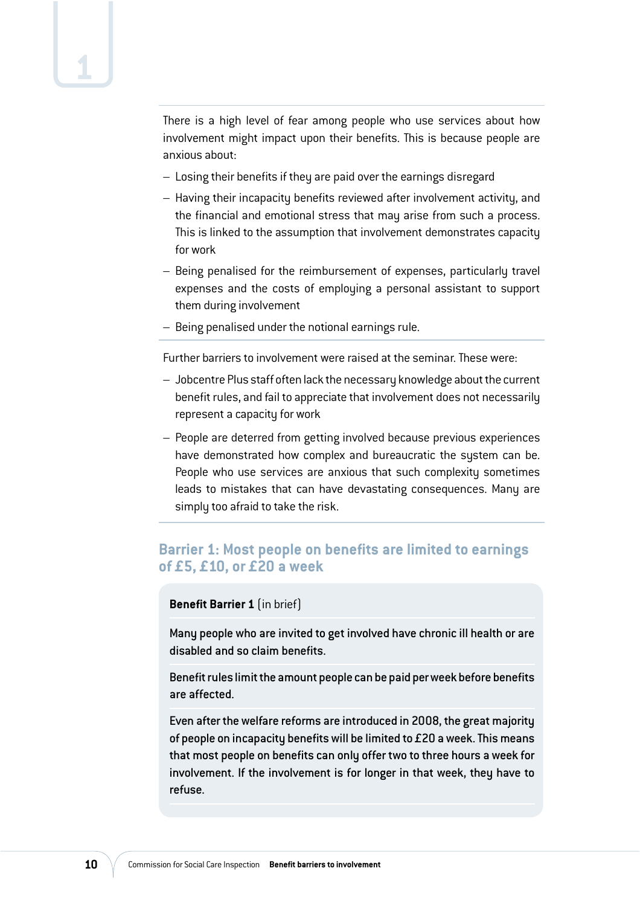There is a high level of fear among people who use services about how involvement might impact upon their benefits. This is because people are anxious about:

- Losing their benefits if they are paid over the earnings disregard
- Having their incapacity benefits reviewed after involvement activity, and the financial and emotional stress that may arise from such a process. This is linked to the assumption that involvement demonstrates capacity for work
- Being penalised for the reimbursement of expenses, particularly travel expenses and the costs of employing a personal assistant to support them during involvement
- Being penalised under the notional earnings rule.

Further barriers to involvement were raised at the seminar. These were:

- Jobcentre Plus staff often lack the necessary knowledge about the current benefit rules, and fail to appreciate that involvement does not necessarily represent a capacity for work
- People are deterred from getting involved because previous experiences have demonstrated how complex and bureaucratic the system can be. People who use services are anxious that such complexity sometimes leads to mistakes that can have devastating consequences. Many are simply too afraid to take the risk.

## Barrier 1: Most people on benefits are limited to earnings of £5, £10, or £20 a week

**Benefit Barrier 1** (in brief)

Many people who are invited to get involved have chronic ill health or are disabled and so claim benefits.

Benefit rules limit the amount people can be paid per week before benefits are affected.

Even after the welfare reforms are introduced in 2008, the great majority of people on incapacity benefits will be limited to £20 a week. This means that most people on benefits can only offer two to three hours a week for involvement. If the involvement is for longer in that week, they have to refuse.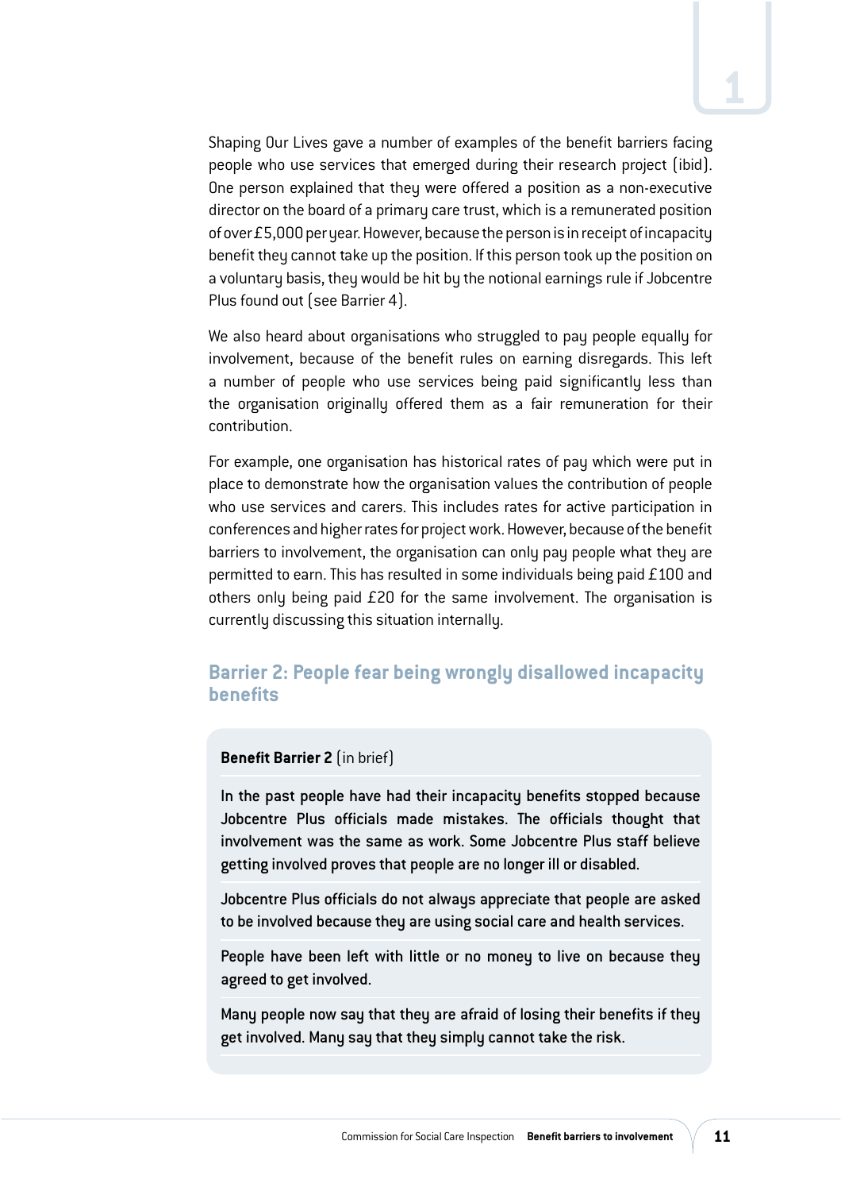Shaping Our Lives gave a number of examples of the benefit barriers facing people who use services that emerged during their research project (ibid). One person explained that they were offered a position as a non-executive director on the board of a primary care trust, which is a remunerated position of over £5,000 per year. However, because the person is in receipt of incapacity benefit they cannot take up the position. If this person took up the position on a voluntary basis, they would be hit by the notional earnings rule if Jobcentre Plus found out (see Barrier 4).

We also heard about organisations who struggled to pay people equally for involvement, because of the benefit rules on earning disregards. This left a number of people who use services being paid significantly less than the organisation originally offered them as a fair remuneration for their contribution.

For example, one organisation has historical rates of pay which were put in place to demonstrate how the organisation values the contribution of people who use services and carers. This includes rates for active participation in conferences and higher rates for project work. However, because of the benefit barriers to involvement, the organisation can only pay people what they are permitted to earn. This has resulted in some individuals being paid £100 and others only being paid £20 for the same involvement. The organisation is currently discussing this situation internally.

## Barrier 2: People fear being wrongly disallowed incapacity benefits

**Benefit Barrier 2** (in brief)

In the past people have had their incapacity benefits stopped because Jobcentre Plus officials made mistakes. The officials thought that involvement was the same as work. Some Jobcentre Plus staff believe getting involved proves that people are no longer ill or disabled.

Jobcentre Plus officials do not always appreciate that people are asked to be involved because they are using social care and health services.

People have been left with little or no money to live on because they agreed to get involved.

Many people now say that they are afraid of losing their benefits if they get involved. Many say that they simply cannot take the risk.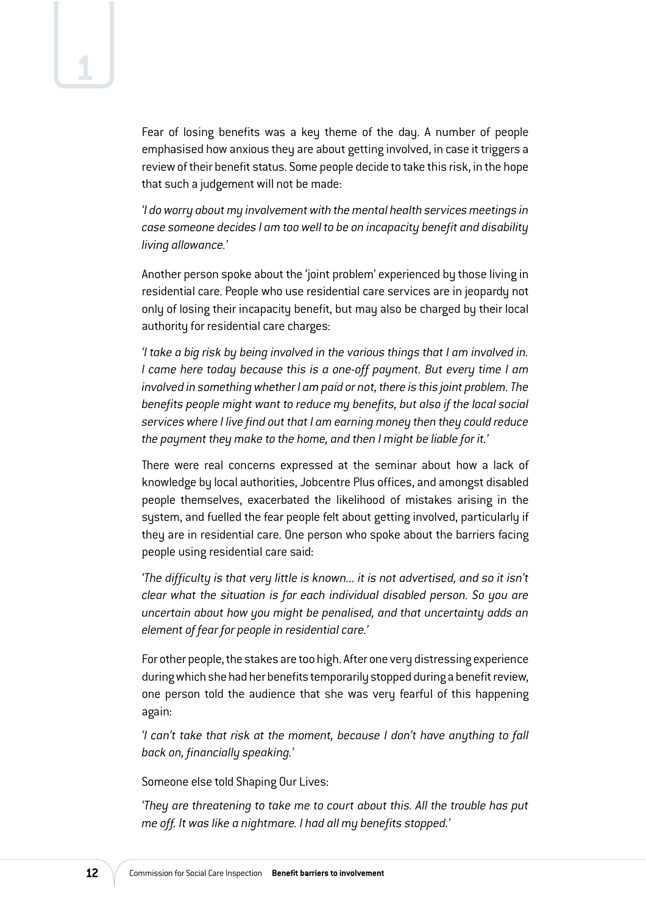Fear of losing benefits was a key theme of the day. A number of people emphasised how anxious they are about getting involved, in case it triggers a review of their benefit status. Some people decide to take this risk, in the hope that such a judgement will not be made:

*'I do worry about my involvement with the mental health services meetings in case someone decides I am too well to be on incapacity benefit and disability living allowance.'*

Another person spoke about the 'joint problem' experienced by those living in residential care. People who use residential care services are in jeopardy not only of losing their incapacity benefit, but may also be charged by their local authority for residential care charges:

*'I take a big risk by being involved in the various things that I am involved in. I came here today because this is a one-off payment. But every time I am involved in something whether I am paid or not, there is this joint problem. The benefits people might want to reduce my benefits, but also if the local social services where I live find out that I am earning money then they could reduce the payment they make to the home, and then I might be liable for it.'*

There were real concerns expressed at the seminar about how a lack of knowledge by local authorities, Jobcentre Plus offices, and amongst disabled people themselves, exacerbated the likelihood of mistakes arising in the system, and fuelled the fear people felt about getting involved, particularly if they are in residential care. One person who spoke about the barriers facing people using residential care said:

*'The difficulty is that very little is known… it is not advertised, and so it isn't clear what the situation is for each individual disabled person. So you are uncertain about how you might be penalised, and that uncertainty adds an element of fear for people in residential care.'*

For other people, the stakes are too high. After one very distressing experience during which she had her benefits temporarily stopped during a benefit review, one person told the audience that she was very fearful of this happening again:

*'I can't take that risk at the moment, because I don't have anything to fall back on, financially speaking.'*

Someone else told Shaping Our Lives:

*'They are threatening to take me to court about this. All the trouble has put me off. It was like a nightmare. I had all my benefits stopped.'*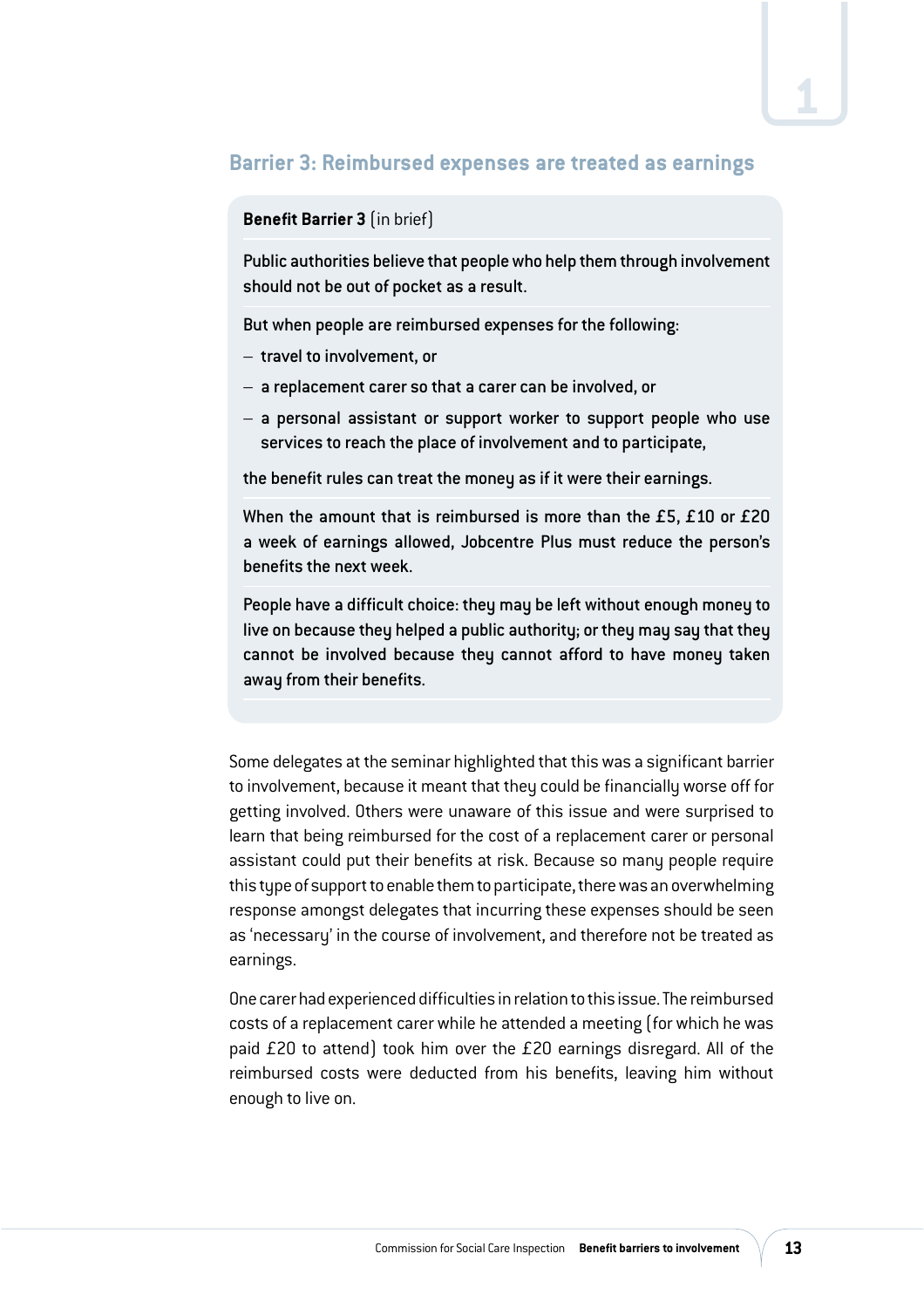## Barrier 3: Reimbursed expenses are treated as earnings

**Benefit Barrier 3** (in brief)

Public authorities believe that people who help them through involvement should not be out of pocket as a result.

But when people are reimbursed expenses for the following:

- travel to involvement, or
- a replacement carer so that a carer can be involved, or
- a personal assistant or support worker to support people who use services to reach the place of involvement and to participate,

the benefit rules can treat the money as if it were their earnings.

When the amount that is reimbursed is more than the £5, £10 or £20 a week of earnings allowed, Jobcentre Plus must reduce the person's benefits the next week.

People have a difficult choice: they may be left without enough money to live on because they helped a public authority; or they may say that they cannot be involved because they cannot afford to have money taken away from their benefits.

Some delegates at the seminar highlighted that this was a significant barrier to involvement, because it meant that they could be financially worse off for getting involved. Others were unaware of this issue and were surprised to learn that being reimbursed for the cost of a replacement carer or personal assistant could put their benefits at risk. Because so many people require this type of support to enable them to participate, there was an overwhelming response amongst delegates that incurring these expenses should be seen as 'necessary' in the course of involvement, and therefore not be treated as earnings.

One carer had experienced difficulties in relation to this issue. The reimbursed costs of a replacement carer while he attended a meeting (for which he was paid £20 to attend) took him over the £20 earnings disregard. All of the reimbursed costs were deducted from his benefits, leaving him without enough to live on.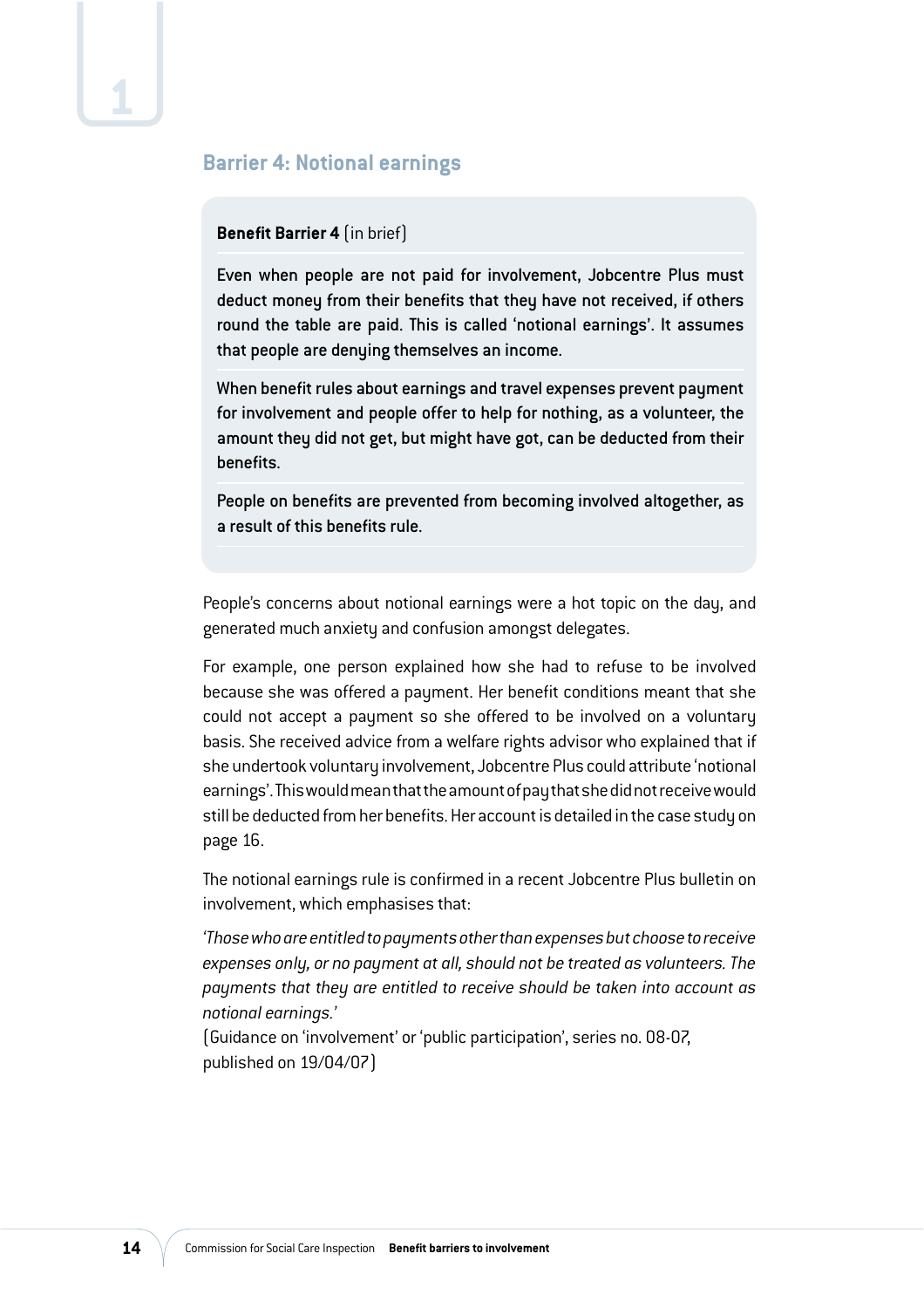## Barrier 4: Notional earnings

**Benefit Barrier 4** (in brief)

Even when people are not paid for involvement, Jobcentre Plus must deduct money from their benefits that they have not received, if others round the table are paid. This is called 'notional earnings'. It assumes that people are denying themselves an income.

When benefit rules about earnings and travel expenses prevent payment for involvement and people offer to help for nothing, as a volunteer, the amount they did not get, but might have got, can be deducted from their benefits.

People on benefits are prevented from becoming involved altogether, as a result of this benefits rule.

People's concerns about notional earnings were a hot topic on the day, and generated much anxiety and confusion amongst delegates.

For example, one person explained how she had to refuse to be involved because she was offered a payment. Her benefit conditions meant that she could not accept a payment so she offered to be involved on a voluntary basis. She received advice from a welfare rights advisor who explained that if she undertook voluntary involvement, Jobcentre Plus could attribute 'notional earnings'. This would mean that the amount of pay that she did not receive would still be deducted from her benefits. Her account is detailed in the case study on page 16.

The notional earnings rule is confirmed in a recent Jobcentre Plus bulletin on involvement, which emphasises that:

*'Those who are entitled to payments other than expenses but choose to receive expenses only, or no payment at all, should not be treated as volunteers. The payments that they are entitled to receive should be taken into account as notional earnings.'*
(Guidance on 'involvement' or 'public participation', series no. 08-07, published on 19/04/07)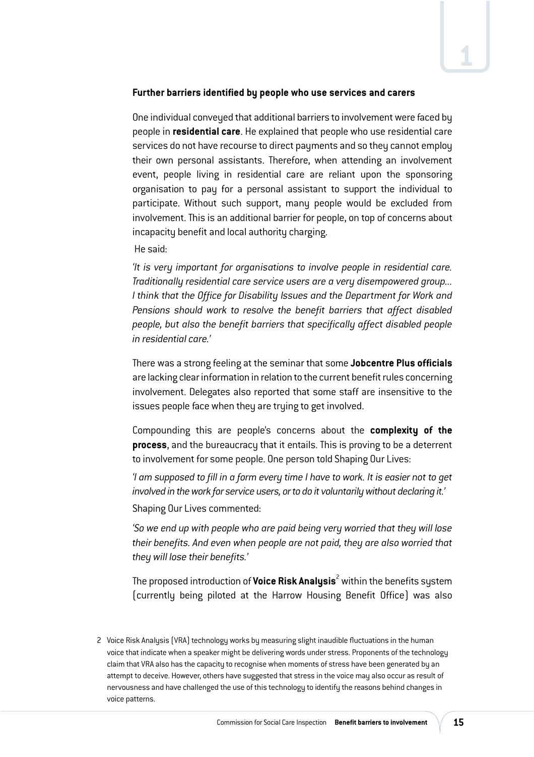### Further barriers identified by people who use services and carers

One individual conveyed that additional barriers to involvement were faced by people in **residential care**. He explained that people who use residential care services do not have recourse to direct payments and so they cannot employ their own personal assistants. Therefore, when attending an involvement event, people living in residential care are reliant upon the sponsoring organisation to pay for a personal assistant to support the individual to participate. Without such support, many people would be excluded from involvement. This is an additional barrier for people, on top of concerns about incapacity benefit and local authority charging.

He said:

*'It is very important for organisations to involve people in residential care. Traditionally residential care service users are a very disempowered group… I think that the Office for Disability Issues and the Department for Work and Pensions should work to resolve the benefit barriers that affect disabled people, but also the benefit barriers that specifically affect disabled people in residential care.'*

There was a strong feeling at the seminar that some **Jobcentre Plus officials** are lacking clear information in relation to the current benefit rules concerning involvement. Delegates also reported that some staff are insensitive to the issues people face when they are trying to get involved.

Compounding this are people's concerns about the **complexity of the process**, and the bureaucracy that it entails. This is proving to be a deterrent to involvement for some people. One person told Shaping Our Lives:

*'I am supposed to fill in a form every time I have to work. It is easier not to get involved in the work for service users, or to do it voluntarily without declaring it.'*

Shaping Our Lives commented:

*'So we end up with people who are paid being very worried that they will lose their benefits. And even when people are not paid, they are also worried that they will lose their benefits.'*

The proposed introduction of **Voice Risk Analysis**[2] within the benefits system (currently being piloted at the Harrow Housing Benefit Office) was also

2 Voice Risk Analysis (VRA) technology works by measuring slight inaudible fluctuations in the human voice that indicate when a speaker might be delivering words under stress. Proponents of the technology claim that VRA also has the capacity to recognise when moments of stress have been generated by an attempt to deceive. However, others have suggested that stress in the voice may also occur as result of nervousness and have challenged the use of this technology to identify the reasons behind changes in voice patterns.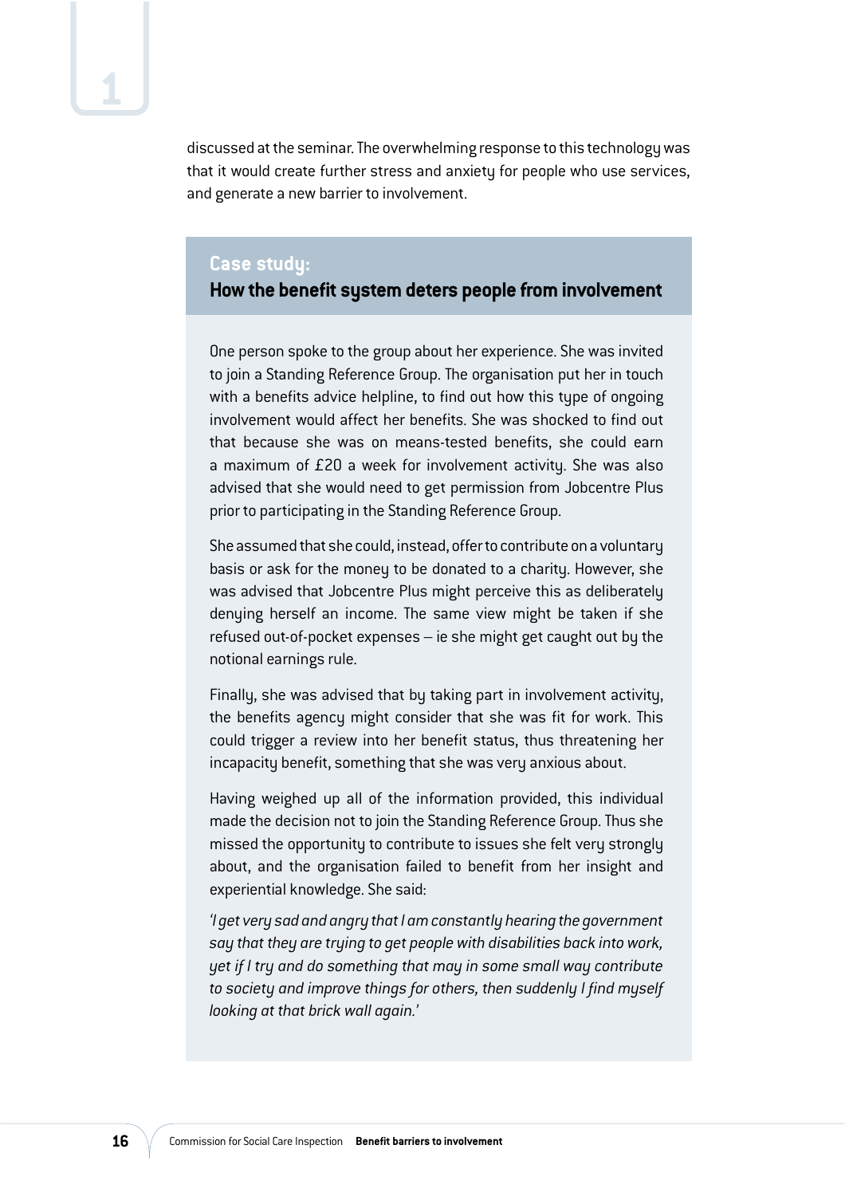discussed at the seminar. The overwhelming response to this technology was that it would create further stress and anxiety for people who use services, and generate a new barrier to involvement.

## Case study:
## How the benefit system deters people from involvement

One person spoke to the group about her experience. She was invited to join a Standing Reference Group. The organisation put her in touch with a benefits advice helpline, to find out how this type of ongoing involvement would affect her benefits. She was shocked to find out that because she was on means-tested benefits, she could earn a maximum of £20 a week for involvement activity. She was also advised that she would need to get permission from Jobcentre Plus prior to participating in the Standing Reference Group.

She assumed that she could, instead, offer to contribute on a voluntary basis or ask for the money to be donated to a charity. However, she was advised that Jobcentre Plus might perceive this as deliberately denying herself an income. The same view might be taken if she refused out-of-pocket expenses – ie she might get caught out by the notional earnings rule.

Finally, she was advised that by taking part in involvement activity, the benefits agency might consider that she was fit for work. This could trigger a review into her benefit status, thus threatening her incapacity benefit, something that she was very anxious about.

Having weighed up all of the information provided, this individual made the decision not to join the Standing Reference Group. Thus she missed the opportunity to contribute to issues she felt very strongly about, and the organisation failed to benefit from her insight and experiential knowledge. She said:

*'I get very sad and angry that I am constantly hearing the government say that they are trying to get people with disabilities back into work, yet if I try and do something that may in some small way contribute to society and improve things for others, then suddenly I find myself looking at that brick wall again.'*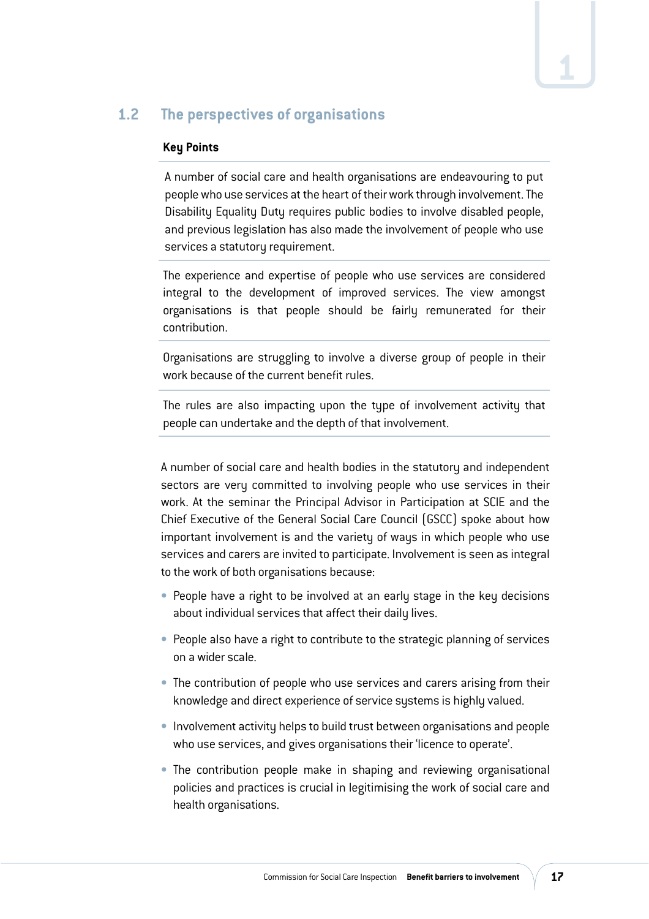## 1.2 The perspectives of organisations

**Key Points**

A number of social care and health organisations are endeavouring to put people who use services at the heart of their work through involvement. The Disability Equality Duty requires public bodies to involve disabled people, and previous legislation has also made the involvement of people who use services a statutory requirement.

The experience and expertise of people who use services are considered integral to the development of improved services. The view amongst organisations is that people should be fairly remunerated for their contribution.

Organisations are struggling to involve a diverse group of people in their work because of the current benefit rules.

The rules are also impacting upon the type of involvement activity that people can undertake and the depth of that involvement.

A number of social care and health bodies in the statutory and independent sectors are very committed to involving people who use services in their work. At the seminar the Principal Advisor in Participation at SCIE and the Chief Executive of the General Social Care Council (GSCC) spoke about how important involvement is and the variety of ways in which people who use services and carers are invited to participate. Involvement is seen as integral to the work of both organisations because:

- People have a right to be involved at an early stage in the key decisions about individual services that affect their daily lives.
- People also have a right to contribute to the strategic planning of services on a wider scale.
- The contribution of people who use services and carers arising from their knowledge and direct experience of service systems is highly valued.
- Involvement activity helps to build trust between organisations and people who use services, and gives organisations their 'licence to operate'.
- The contribution people make in shaping and reviewing organisational policies and practices is crucial in legitimising the work of social care and health organisations.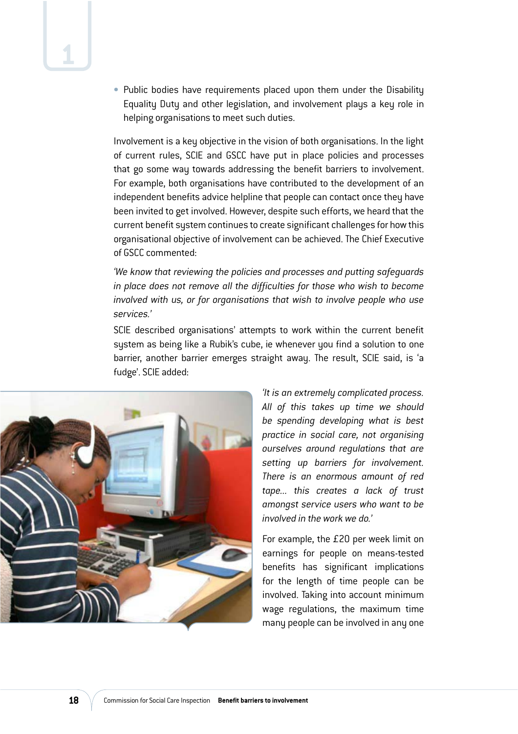- Public bodies have requirements placed upon them under the Disability Equality Duty and other legislation, and involvement plays a key role in helping organisations to meet such duties.

Involvement is a key objective in the vision of both organisations. In the light of current rules, SCIE and GSCC have put in place policies and processes that go some way towards addressing the benefit barriers to involvement. For example, both organisations have contributed to the development of an independent benefits advice helpline that people can contact once they have been invited to get involved. However, despite such efforts, we heard that the current benefit system continues to create significant challenges for how this organisational objective of involvement can be achieved. The Chief Executive of GSCC commented:

*'We know that reviewing the policies and processes and putting safeguards in place does not remove all the difficulties for those who wish to become involved with us, or for organisations that wish to involve people who use services.'*

SCIE described organisations' attempts to work within the current benefit system as being like a Rubik's cube, ie whenever you find a solution to one barrier, another barrier emerges straight away. The result, SCIE said, is 'a fudge'. SCIE added:

*'It is an extremely complicated process. All of this takes up time we should be spending developing what is best practice in social care, not organising ourselves around regulations that are setting up barriers for involvement. There is an enormous amount of red tape... this creates a lack of trust amongst service users who want to be involved in the work we do.'*

For example, the £20 per week limit on earnings for people on means-tested benefits has significant implications for the length of time people can be involved. Taking into account minimum wage regulations, the maximum time many people can be involved in any one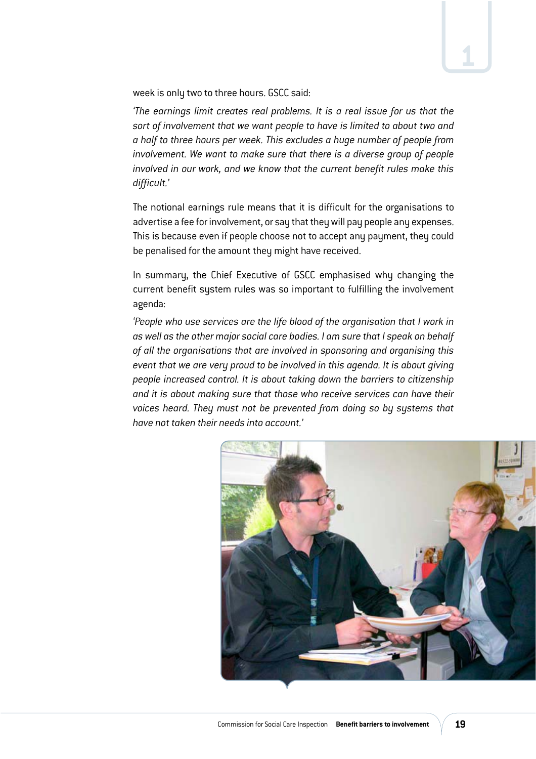week is only two to three hours. GSCC said:

*'The earnings limit creates real problems. It is a real issue for us that the sort of involvement that we want people to have is limited to about two and a half to three hours per week. This excludes a huge number of people from involvement. We want to make sure that there is a diverse group of people involved in our work, and we know that the current benefit rules make this difficult.'*

The notional earnings rule means that it is difficult for the organisations to advertise a fee for involvement, or say that they will pay people any expenses. This is because even if people choose not to accept any payment, they could be penalised for the amount they might have received.

In summary, the Chief Executive of GSCC emphasised why changing the current benefit system rules was so important to fulfilling the involvement agenda:

*'People who use services are the life blood of the organisation that I work in as well as the other major social care bodies. I am sure that I speak on behalf of all the organisations that are involved in sponsoring and organising this event that we are very proud to be involved in this agenda. It is about giving people increased control. It is about taking down the barriers to citizenship and it is about making sure that those who receive services can have their voices heard. They must not be prevented from doing so by systems that have not taken their needs into account.'*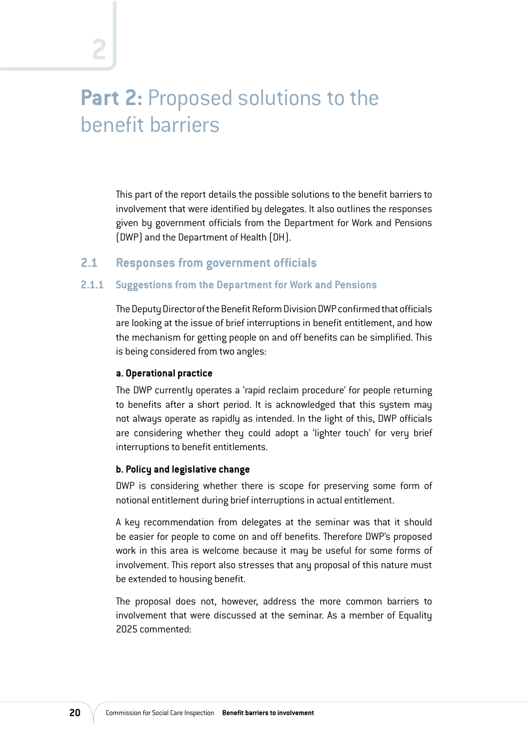# Part 2: Proposed solutions to the benefit barriers

This part of the report details the possible solutions to the benefit barriers to involvement that were identified by delegates. It also outlines the responses given by government officials from the Department for Work and Pensions (DWP) and the Department of Health (DH).

## 2.1 Responses from government officials

### 2.1.1 Suggestions from the Department for Work and Pensions

The Deputy Director of the Benefit Reform Division DWP confirmed that officials are looking at the issue of brief interruptions in benefit entitlement, and how the mechanism for getting people on and off benefits can be simplified. This is being considered from two angles:

**a. Operational practice**

The DWP currently operates a 'rapid reclaim procedure' for people returning to benefits after a short period. It is acknowledged that this system may not always operate as rapidly as intended. In the light of this, DWP officials are considering whether they could adopt a 'lighter touch' for very brief interruptions to benefit entitlements.

**b. Policy and legislative change**

DWP is considering whether there is scope for preserving some form of notional entitlement during brief interruptions in actual entitlement.

A key recommendation from delegates at the seminar was that it should be easier for people to come on and off benefits. Therefore DWP's proposed work in this area is welcome because it may be useful for some forms of involvement. This report also stresses that any proposal of this nature must be extended to housing benefit.

The proposal does not, however, address the more common barriers to involvement that were discussed at the seminar. As a member of Equality 2025 commented: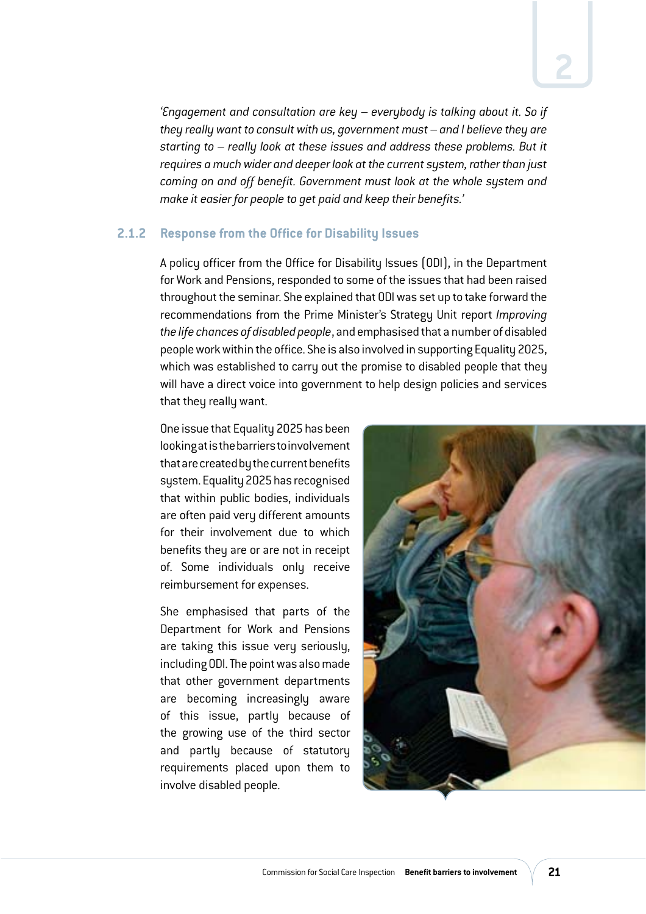*'Engagement and consultation are key – everybody is talking about it. So if they really want to consult with us, government must – and I believe they are starting to – really look at these issues and address these problems. But it requires a much wider and deeper look at the current system, rather than just coming on and off benefit. Government must look at the whole system and make it easier for people to get paid and keep their benefits.'*

### 2.1.2 Response from the Office for Disability Issues

A policy officer from the Office for Disability Issues (ODI), in the Department for Work and Pensions, responded to some of the issues that had been raised throughout the seminar. She explained that ODI was set up to take forward the recommendations from the Prime Minister's Strategy Unit report *Improving the life chances of disabled people*, and emphasised that a number of disabled people work within the office. She is also involved in supporting Equality 2025, which was established to carry out the promise to disabled people that they will have a direct voice into government to help design policies and services that they really want.

One issue that Equality 2025 has been looking at is the barriers to involvement that are created by the current benefits system. Equality 2025 has recognised that within public bodies, individuals are often paid very different amounts for their involvement due to which benefits they are or are not in receipt of. Some individuals only receive reimbursement for expenses.

She emphasised that parts of the Department for Work and Pensions are taking this issue very seriously, including ODI. The point was also made that other government departments are becoming increasingly aware of this issue, partly because of the growing use of the third sector and partly because of statutory requirements placed upon them to involve disabled people.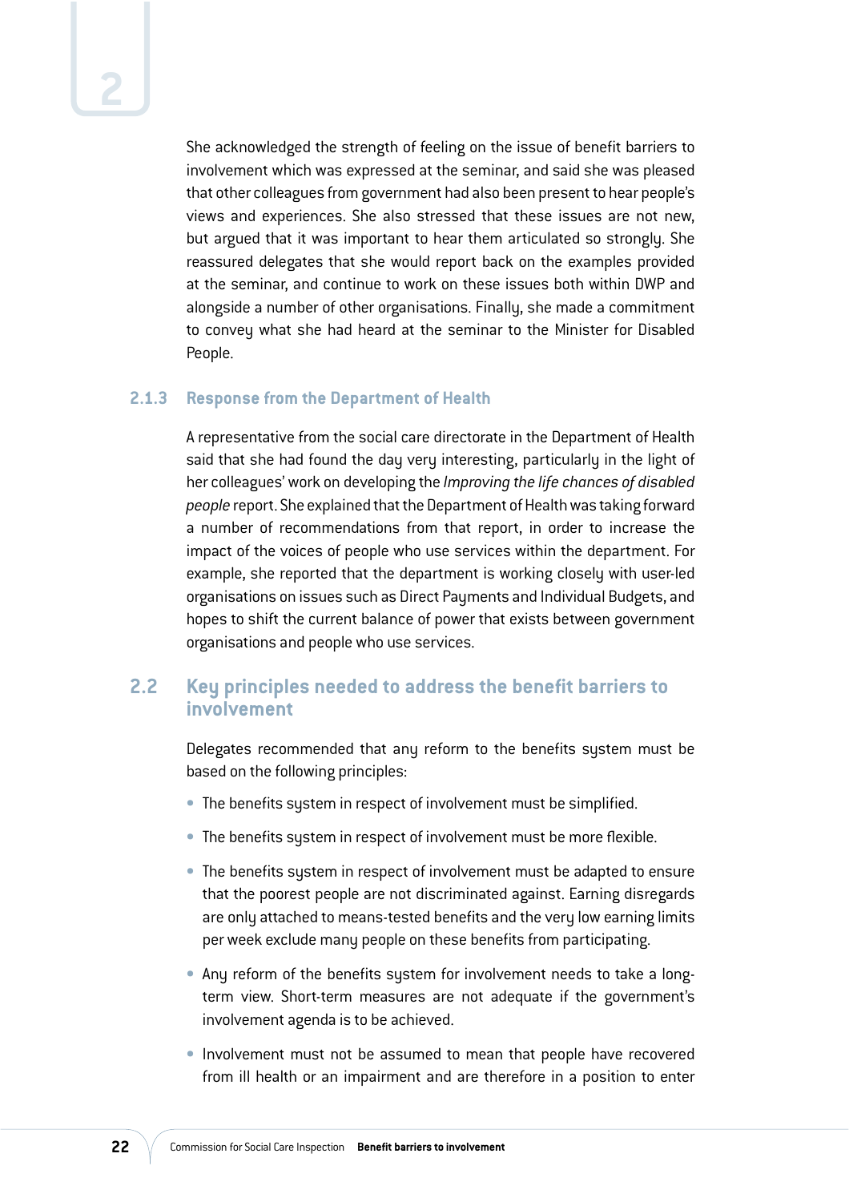She acknowledged the strength of feeling on the issue of benefit barriers to involvement which was expressed at the seminar, and said she was pleased that other colleagues from government had also been present to hear people's views and experiences. She also stressed that these issues are not new, but argued that it was important to hear them articulated so strongly. She reassured delegates that she would report back on the examples provided at the seminar, and continue to work on these issues both within DWP and alongside a number of other organisations. Finally, she made a commitment to convey what she had heard at the seminar to the Minister for Disabled People.

### 2.1.3 Response from the Department of Health

A representative from the social care directorate in the Department of Health said that she had found the day very interesting, particularly in the light of her colleagues' work on developing the *Improving the life chances of disabled people* report. She explained that the Department of Health was taking forward a number of recommendations from that report, in order to increase the impact of the voices of people who use services within the department. For example, she reported that the department is working closely with user-led organisations on issues such as Direct Payments and Individual Budgets, and hopes to shift the current balance of power that exists between government organisations and people who use services.

## 2.2 Key principles needed to address the benefit barriers to involvement

Delegates recommended that any reform to the benefits system must be based on the following principles:

- The benefits system in respect of involvement must be simplified.
- The benefits system in respect of involvement must be more flexible.
- The benefits system in respect of involvement must be adapted to ensure that the poorest people are not discriminated against. Earning disregards are only attached to means-tested benefits and the very low earning limits per week exclude many people on these benefits from participating.
- Any reform of the benefits system for involvement needs to take a long-term view. Short-term measures are not adequate if the government's involvement agenda is to be achieved.
- Involvement must not be assumed to mean that people have recovered from ill health or an impairment and are therefore in a position to enter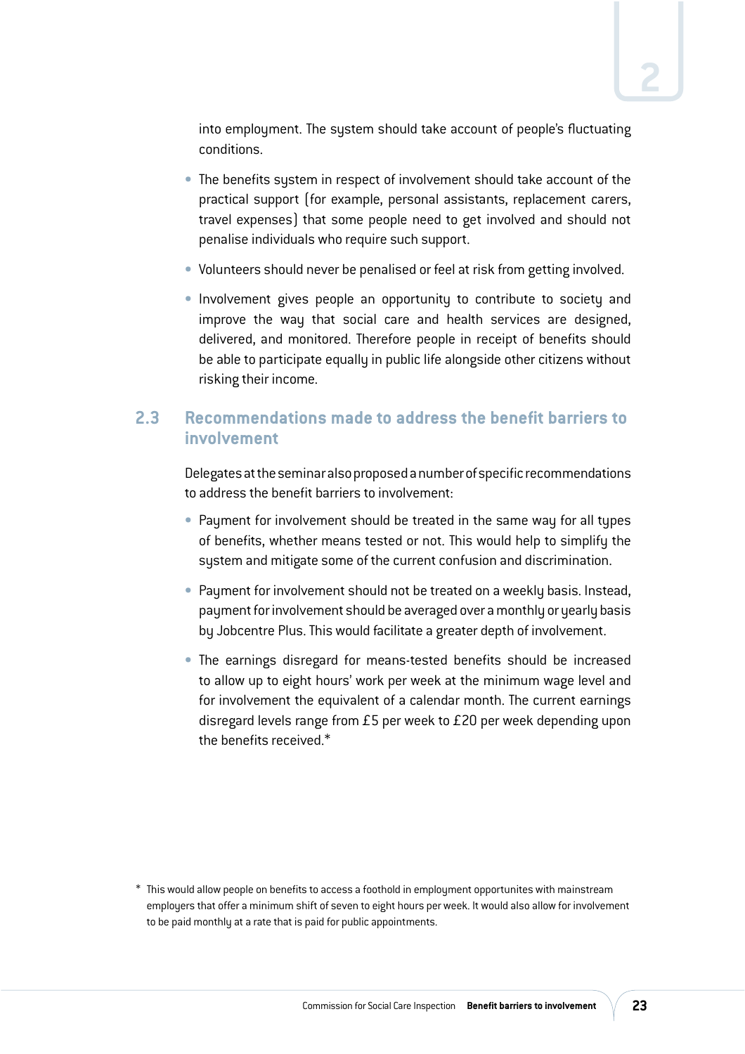into employment. The system should take account of people's fluctuating conditions.

- The benefits system in respect of involvement should take account of the practical support (for example, personal assistants, replacement carers, travel expenses) that some people need to get involved and should not penalise individuals who require such support.
- Volunteers should never be penalised or feel at risk from getting involved.
- Involvement gives people an opportunity to contribute to society and improve the way that social care and health services are designed, delivered, and monitored. Therefore people in receipt of benefits should be able to participate equally in public life alongside other citizens without risking their income.

## 2.3 Recommendations made to address the benefit barriers to involvement

Delegates at the seminar also proposed a number of specific recommendations to address the benefit barriers to involvement:

- Payment for involvement should be treated in the same way for all types of benefits, whether means tested or not. This would help to simplify the system and mitigate some of the current confusion and discrimination.
- Payment for involvement should not be treated on a weekly basis. Instead, payment for involvement should be averaged over a monthly or yearly basis by Jobcentre Plus. This would facilitate a greater depth of involvement.
- The earnings disregard for means-tested benefits should be increased to allow up to eight hours' work per week at the minimum wage level and for involvement the equivalent of a calendar month. The current earnings disregard levels range from £5 per week to £20 per week depending upon the benefits received.*

\* This would allow people on benefits to access a foothold in employment opportunites with mainstream employers that offer a minimum shift of seven to eight hours per week. It would also allow for involvement to be paid monthly at a rate that is paid for public appointments.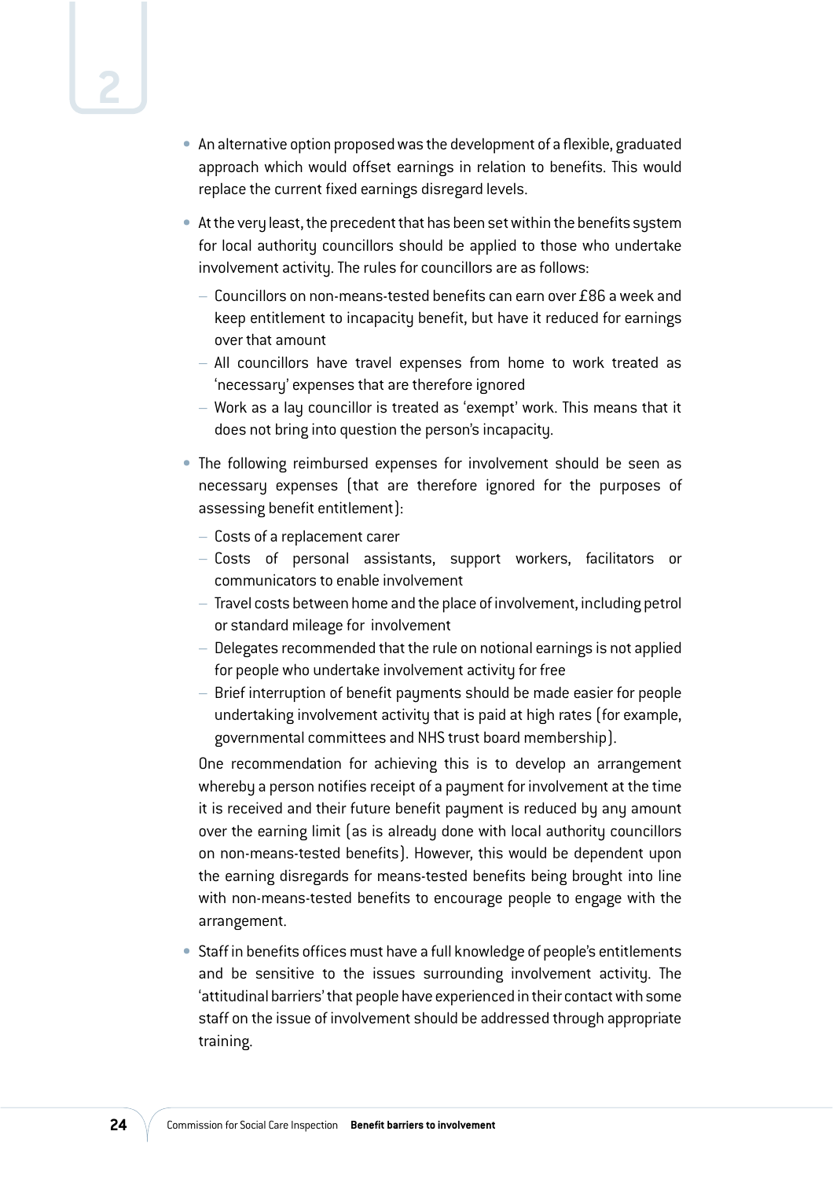- An alternative option proposed was the development of a flexible, graduated approach which would offset earnings in relation to benefits. This would replace the current fixed earnings disregard levels.
- At the very least, the precedent that has been set within the benefits system for local authority councillors should be applied to those who undertake involvement activity. The rules for councillors are as follows:
  - Councillors on non-means-tested benefits can earn over £86 a week and keep entitlement to incapacity benefit, but have it reduced for earnings over that amount
  - All councillors have travel expenses from home to work treated as 'necessary' expenses that are therefore ignored
  - Work as a lay councillor is treated as 'exempt' work. This means that it does not bring into question the person's incapacity.
- The following reimbursed expenses for involvement should be seen as necessary expenses (that are therefore ignored for the purposes of assessing benefit entitlement):
  - Costs of a replacement carer
  - Costs of personal assistants, support workers, facilitators or communicators to enable involvement
  - Travel costs between home and the place of involvement, including petrol or standard mileage for involvement
  - Delegates recommended that the rule on notional earnings is not applied for people who undertake involvement activity for free
  - Brief interruption of benefit payments should be made easier for people undertaking involvement activity that is paid at high rates (for example, governmental committees and NHS trust board membership).

  One recommendation for achieving this is to develop an arrangement whereby a person notifies receipt of a payment for involvement at the time it is received and their future benefit payment is reduced by any amount over the earning limit (as is already done with local authority councillors on non-means-tested benefits). However, this would be dependent upon the earning disregards for means-tested benefits being brought into line with non-means-tested benefits to encourage people to engage with the arrangement.
- Staff in benefits offices must have a full knowledge of people's entitlements and be sensitive to the issues surrounding involvement activity. The 'attitudinal barriers' that people have experienced in their contact with some staff on the issue of involvement should be addressed through appropriate training.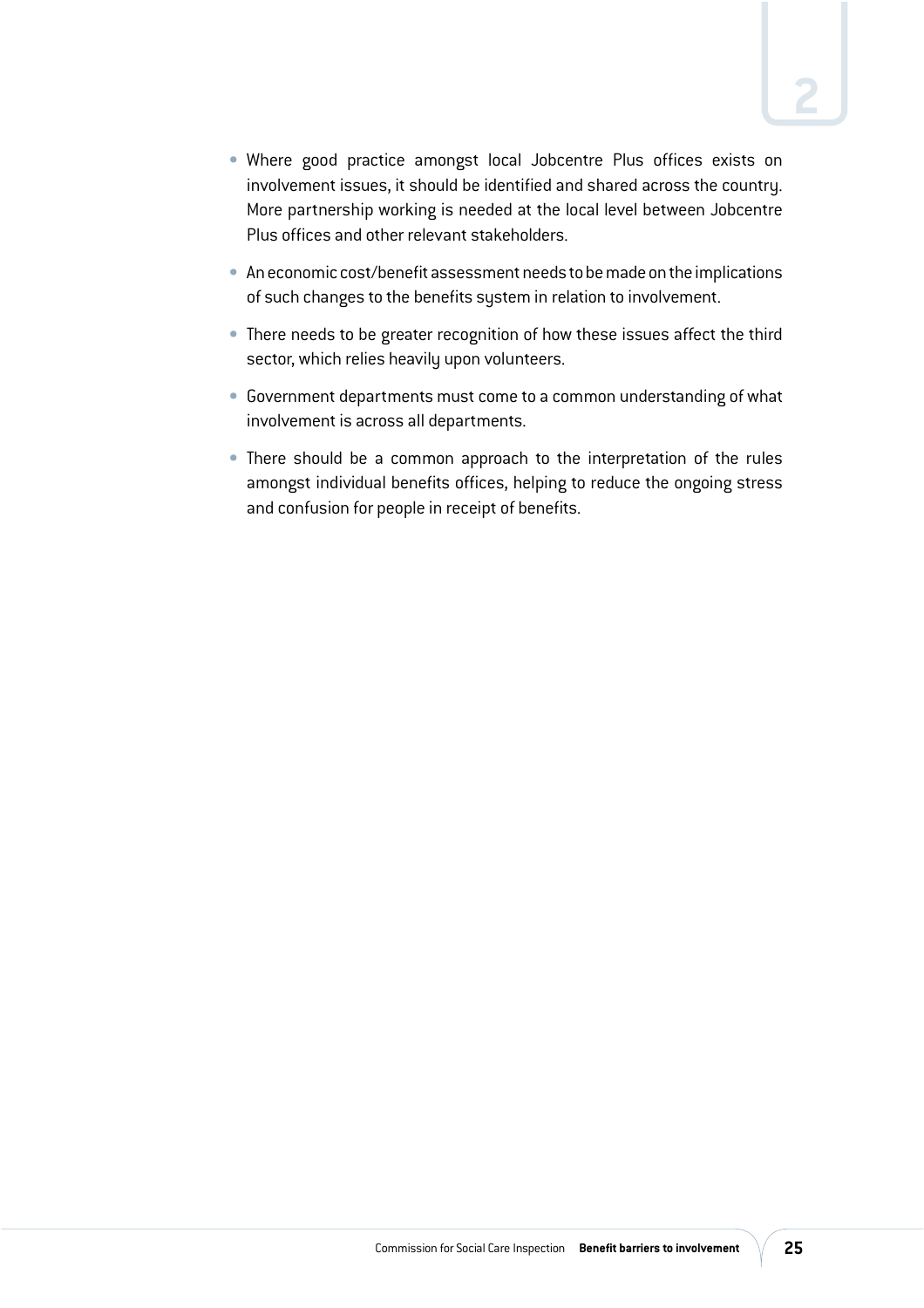- Where good practice amongst local Jobcentre Plus offices exists on involvement issues, it should be identified and shared across the country. More partnership working is needed at the local level between Jobcentre Plus offices and other relevant stakeholders.
- An economic cost/benefit assessment needs to be made on the implications of such changes to the benefits system in relation to involvement.
- There needs to be greater recognition of how these issues affect the third sector, which relies heavily upon volunteers.
- Government departments must come to a common understanding of what involvement is across all departments.
- There should be a common approach to the interpretation of the rules amongst individual benefits offices, helping to reduce the ongoing stress and confusion for people in receipt of benefits.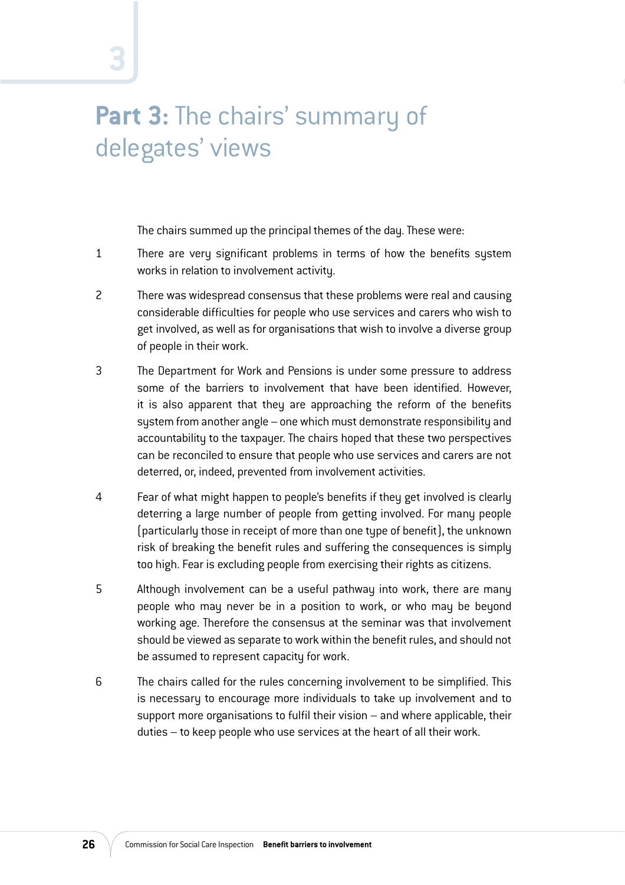# **Part 3:** The chairs' summary of delegates' views

The chairs summed up the principal themes of the day. These were:

1. There are very significant problems in terms of how the benefits system works in relation to involvement activity.

2. There was widespread consensus that these problems were real and causing considerable difficulties for people who use services and carers who wish to get involved, as well as for organisations that wish to involve a diverse group of people in their work.

3. The Department for Work and Pensions is under some pressure to address some of the barriers to involvement that have been identified. However, it is also apparent that they are approaching the reform of the benefits system from another angle – one which must demonstrate responsibility and accountability to the taxpayer. The chairs hoped that these two perspectives can be reconciled to ensure that people who use services and carers are not deterred, or, indeed, prevented from involvement activities.

4. Fear of what might happen to people's benefits if they get involved is clearly deterring a large number of people from getting involved. For many people (particularly those in receipt of more than one type of benefit), the unknown risk of breaking the benefit rules and suffering the consequences is simply too high. Fear is excluding people from exercising their rights as citizens.

5. Although involvement can be a useful pathway into work, there are many people who may never be in a position to work, or who may be beyond working age. Therefore the consensus at the seminar was that involvement should be viewed as separate to work within the benefit rules, and should not be assumed to represent capacity for work.

6. The chairs called for the rules concerning involvement to be simplified. This is necessary to encourage more individuals to take up involvement and to support more organisations to fulfil their vision – and where applicable, their duties – to keep people who use services at the heart of all their work.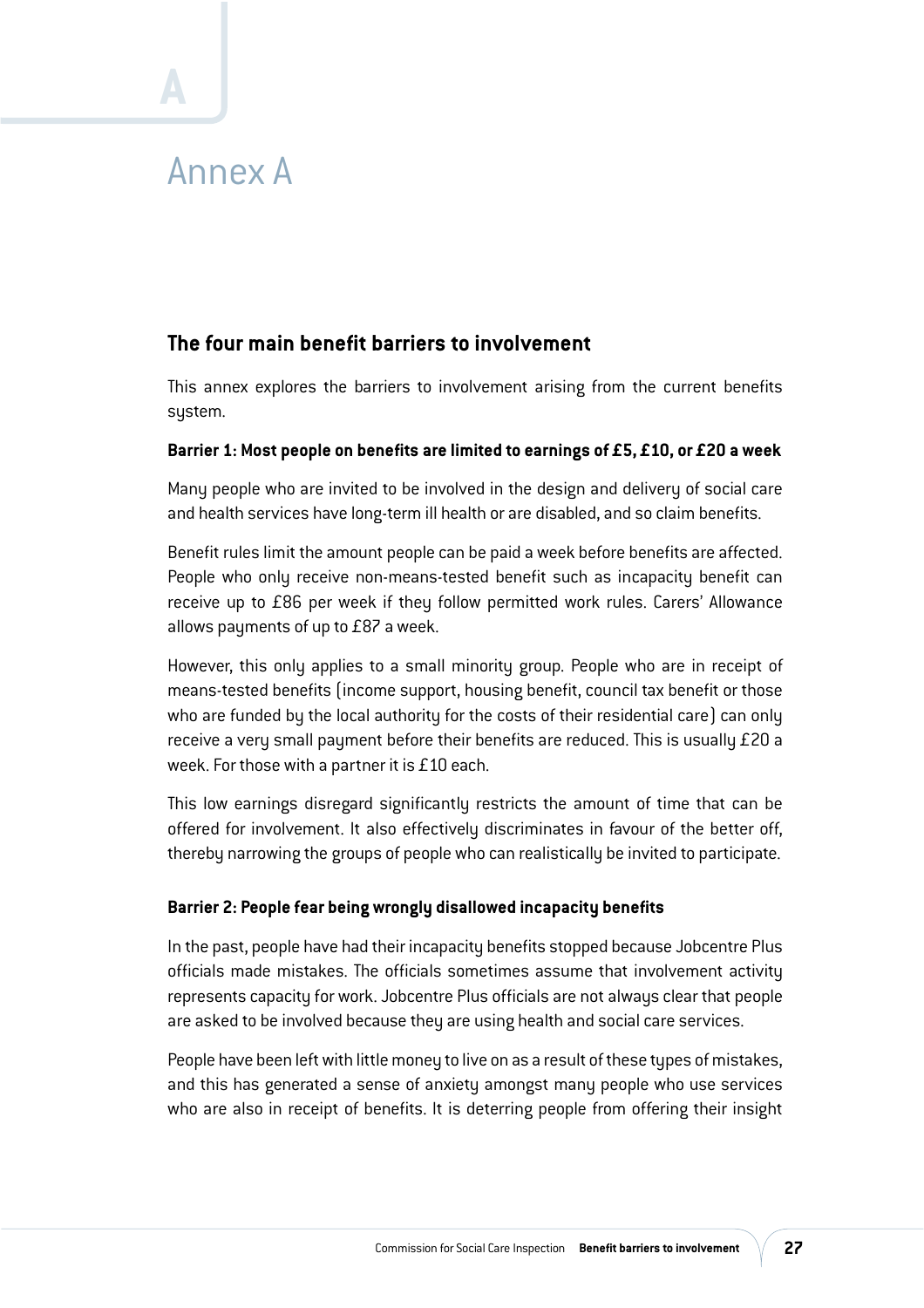# Annex A

## The four main benefit barriers to involvement

This annex explores the barriers to involvement arising from the current benefits system.

**Barrier 1: Most people on benefits are limited to earnings of £5, £10, or £20 a week**

Many people who are invited to be involved in the design and delivery of social care and health services have long-term ill health or are disabled, and so claim benefits.

Benefit rules limit the amount people can be paid a week before benefits are affected. People who only receive non-means-tested benefit such as incapacity benefit can receive up to £86 per week if they follow permitted work rules. Carers' Allowance allows payments of up to £87 a week.

However, this only applies to a small minority group. People who are in receipt of means-tested benefits (income support, housing benefit, council tax benefit or those who are funded by the local authority for the costs of their residential care) can only receive a very small payment before their benefits are reduced. This is usually £20 a week. For those with a partner it is £10 each.

This low earnings disregard significantly restricts the amount of time that can be offered for involvement. It also effectively discriminates in favour of the better off, thereby narrowing the groups of people who can realistically be invited to participate.

**Barrier 2: People fear being wrongly disallowed incapacity benefits**

In the past, people have had their incapacity benefits stopped because Jobcentre Plus officials made mistakes. The officials sometimes assume that involvement activity represents capacity for work. Jobcentre Plus officials are not always clear that people are asked to be involved because they are using health and social care services.

People have been left with little money to live on as a result of these types of mistakes, and this has generated a sense of anxiety amongst many people who use services who are also in receipt of benefits. It is deterring people from offering their insight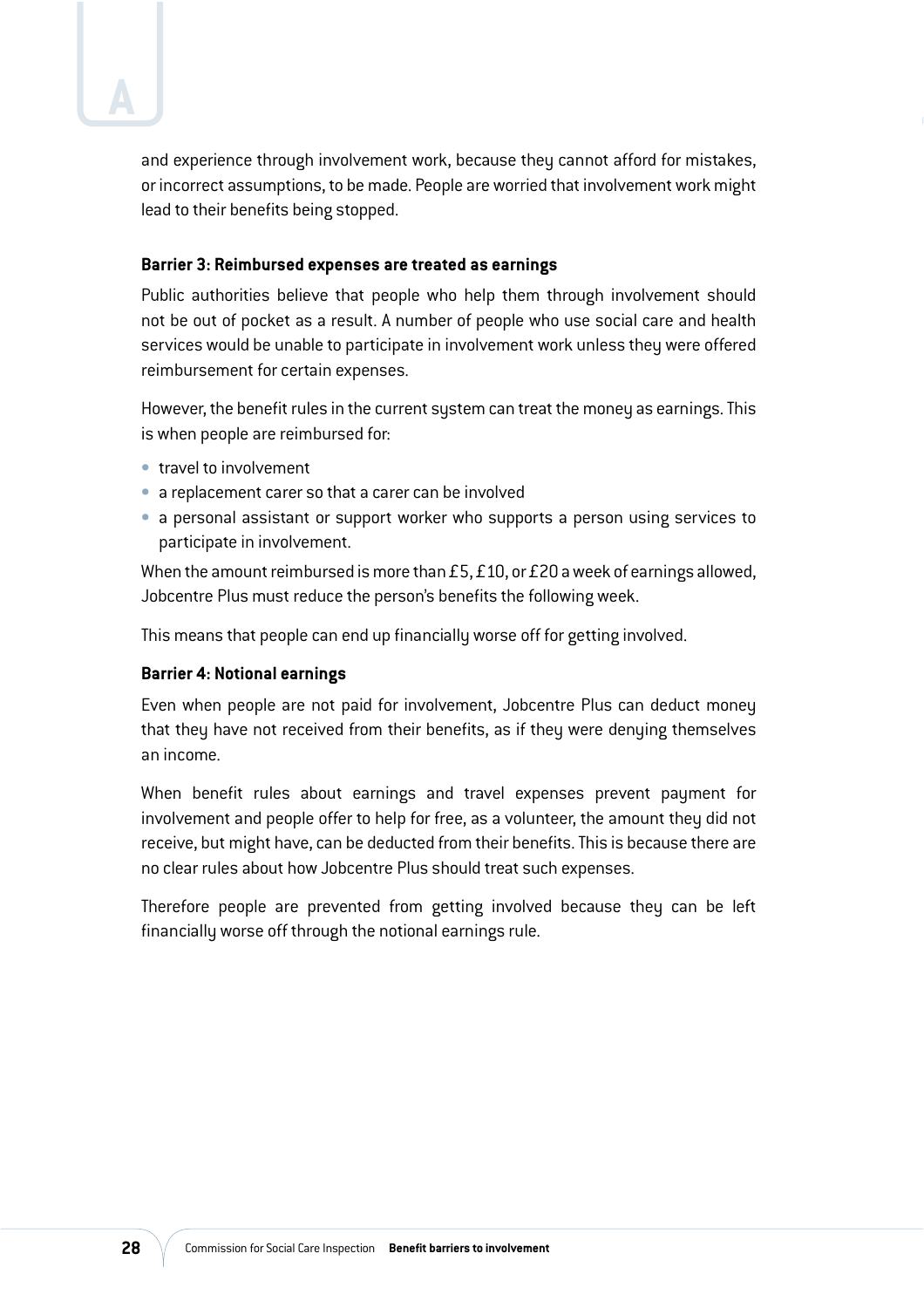and experience through involvement work, because they cannot afford for mistakes, or incorrect assumptions, to be made. People are worried that involvement work might lead to their benefits being stopped.

**Barrier 3: Reimbursed expenses are treated as earnings**

Public authorities believe that people who help them through involvement should not be out of pocket as a result. A number of people who use social care and health services would be unable to participate in involvement work unless they were offered reimbursement for certain expenses.

However, the benefit rules in the current system can treat the money as earnings. This is when people are reimbursed for:

- travel to involvement
- a replacement carer so that a carer can be involved
- a personal assistant or support worker who supports a person using services to participate in involvement.

When the amount reimbursed is more than £5, £10, or £20 a week of earnings allowed, Jobcentre Plus must reduce the person's benefits the following week.

This means that people can end up financially worse off for getting involved.

**Barrier 4: Notional earnings**

Even when people are not paid for involvement, Jobcentre Plus can deduct money that they have not received from their benefits, as if they were denying themselves an income.

When benefit rules about earnings and travel expenses prevent payment for involvement and people offer to help for free, as a volunteer, the amount they did not receive, but might have, can be deducted from their benefits. This is because there are no clear rules about how Jobcentre Plus should treat such expenses.

Therefore people are prevented from getting involved because they can be left financially worse off through the notional earnings rule.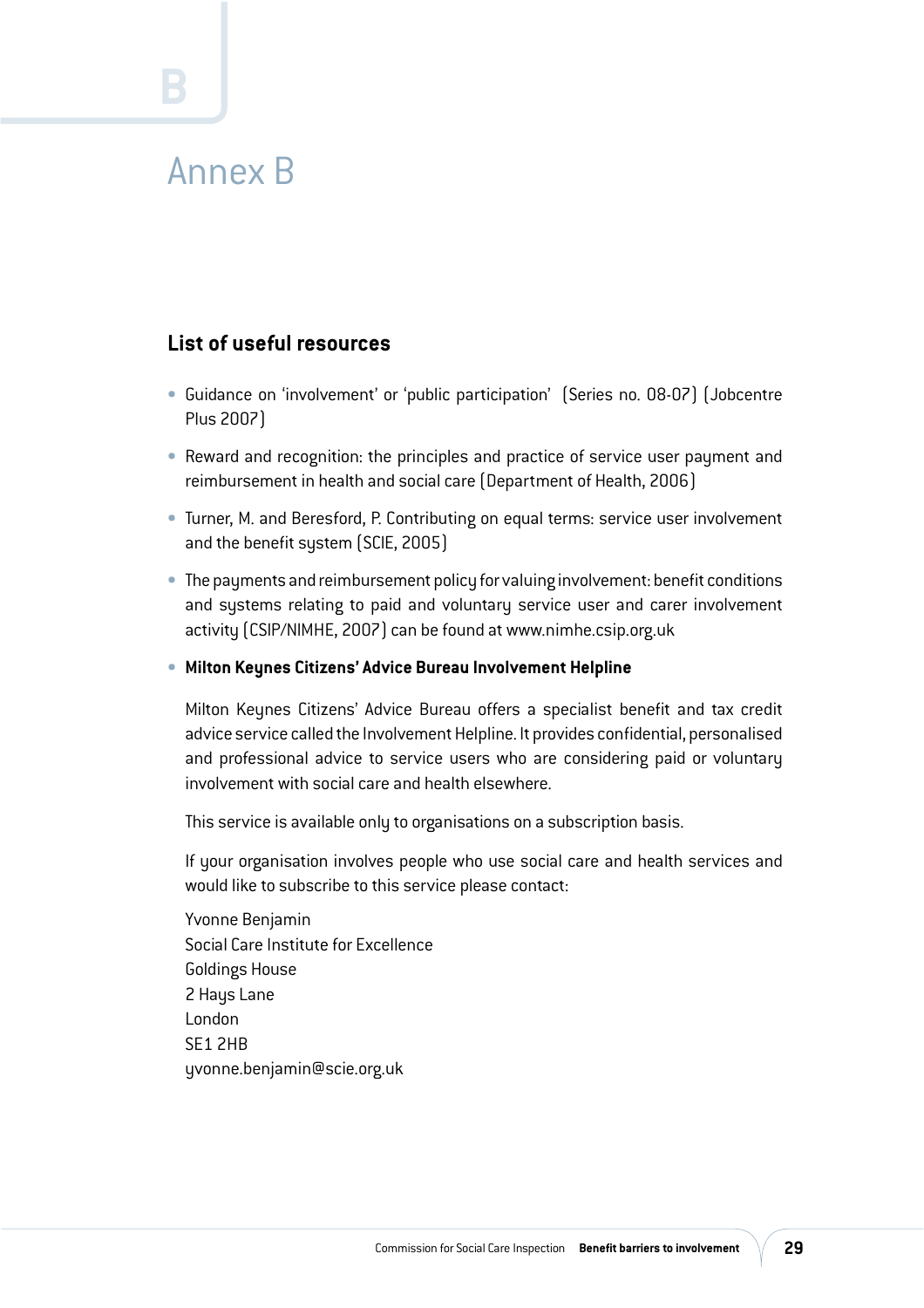# Annex B

## List of useful resources

- Guidance on 'involvement' or 'public participation' (Series no. 08-07) (Jobcentre Plus 2007)
- Reward and recognition: the principles and practice of service user payment and reimbursement in health and social care (Department of Health, 2006)
- Turner, M. and Beresford, P. Contributing on equal terms: service user involvement and the benefit system (SCIE, 2005)
- The payments and reimbursement policy for valuing involvement: benefit conditions and systems relating to paid and voluntary service user and carer involvement activity (CSIP/NIMHE, 2007) can be found at www.nimhe.csip.org.uk
- **Milton Keynes Citizens' Advice Bureau Involvement Helpline**

  Milton Keynes Citizens' Advice Bureau offers a specialist benefit and tax credit advice service called the Involvement Helpline. It provides confidential, personalised and professional advice to service users who are considering paid or voluntary involvement with social care and health elsewhere.

  This service is available only to organisations on a subscription basis.

  If your organisation involves people who use social care and health services and would like to subscribe to this service please contact:

  Yvonne Benjamin
  Social Care Institute for Excellence
  Goldings House
  2 Hays Lane
  London
  SE1 2HB
  yvonne.benjamin@scie.org.uk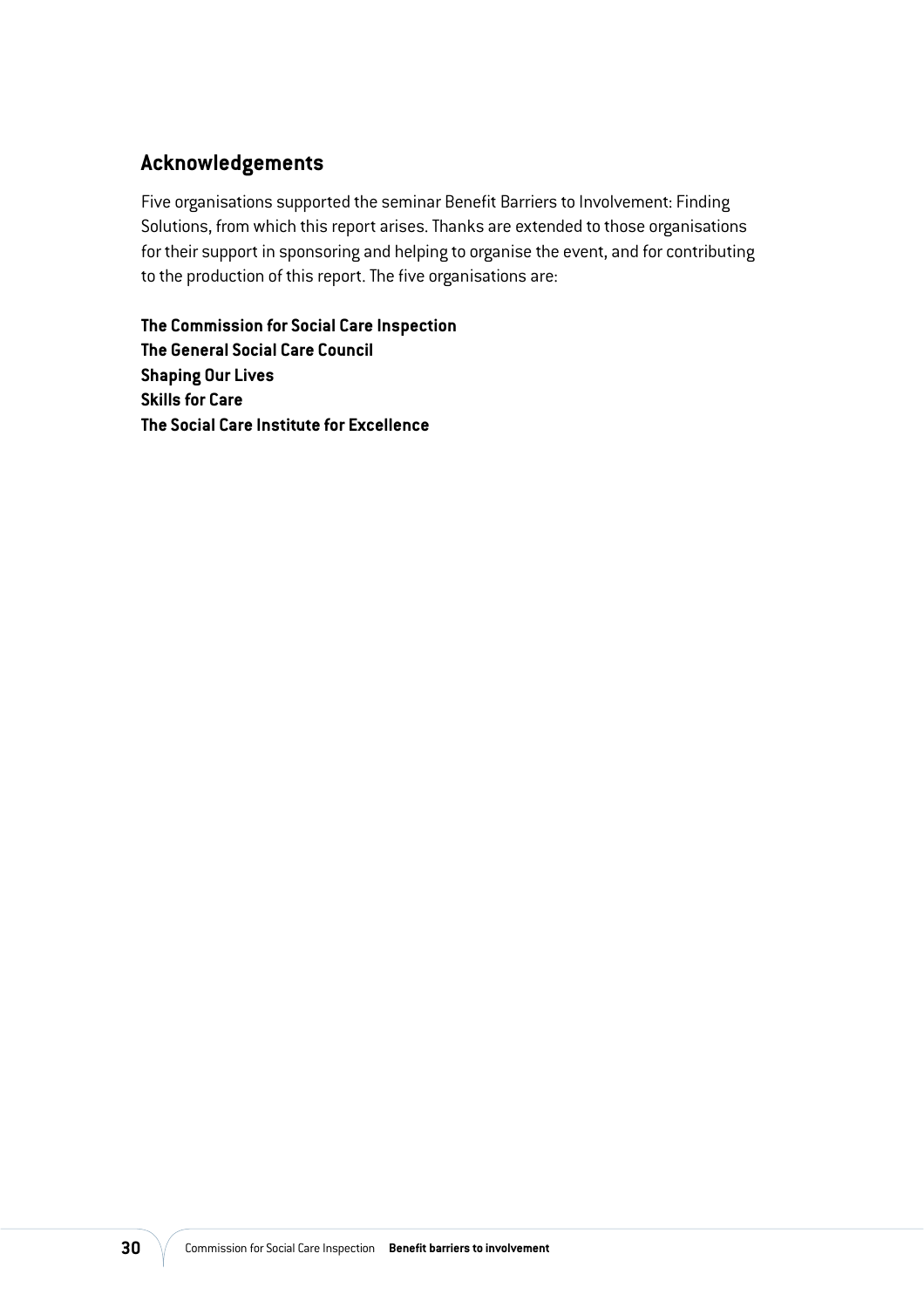## Acknowledgements

Five organisations supported the seminar Benefit Barriers to Involvement: Finding Solutions, from which this report arises. Thanks are extended to those organisations for their support in sponsoring and helping to organise the event, and for contributing to the production of this report. The five organisations are:

**The Commission for Social Care Inspection**
**The General Social Care Council**
**Shaping Our Lives**
**Skills for Care**
**The Social Care Institute for Excellence**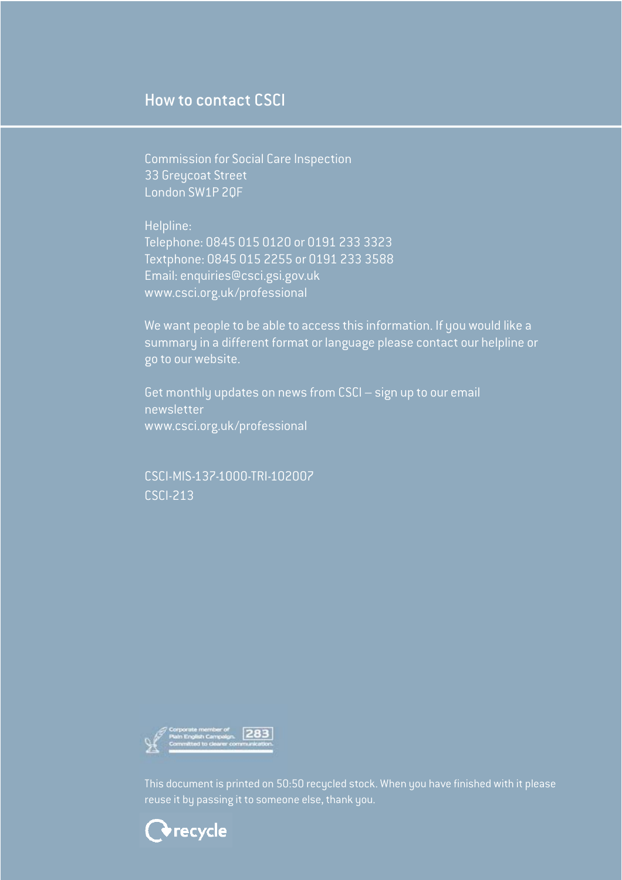## How to contact CSCI

Commission for Social Care Inspection
33 Greycoat Street
London SW1P 2QF

Helpline:
Telephone: 0845 015 0120 or 0191 233 3323
Textphone: 0845 015 2255 or 0191 233 3588
Email: enquiries@csci.gsi.gov.uk
www.csci.org.uk/professional

We want people to be able to access this information. If you would like a summary in a different format or language please contact our helpline or go to our website.

Get monthly updates on news from CSCI – sign up to our email newsletter
www.csci.org.uk/professional

CSCI-MIS-137-1000-TRI-102007
CSCI-213

Corporate member of Plain English Campaign. 283 Committed to clearer communication.

This document is printed on 50:50 recycled stock. When you have finished with it please reuse it by passing it to someone else, thank you.

recycle